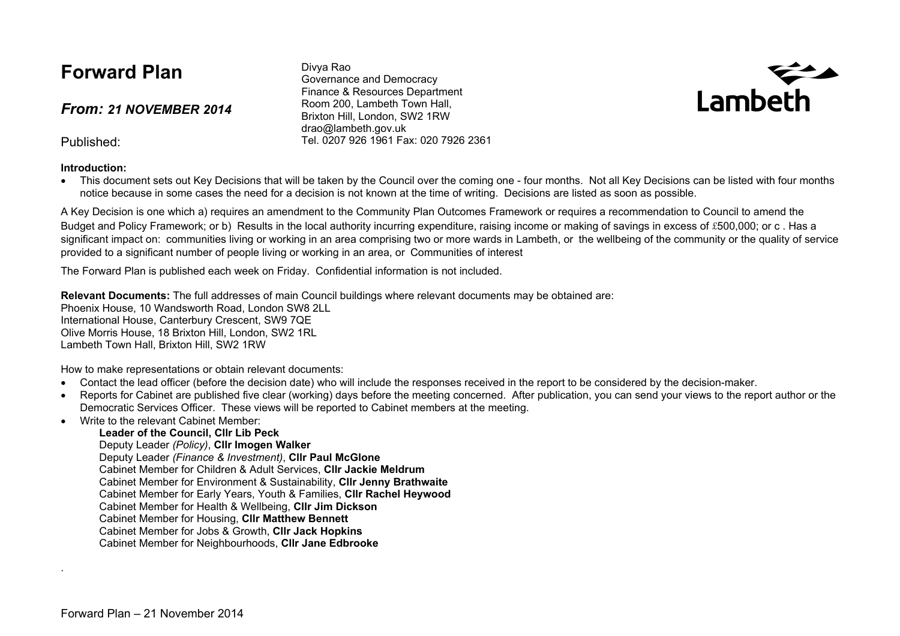# Forward Plan

## *From: 21 NOVEMBER 2014*

Published:

Divya Rao
Governance and Democracy
Finance & Resources Department
Room 200, Lambeth Town Hall,
Brixton Hill, London, SW2 1RW
drao@lambeth.gov.uk
Tel. 0207 926 1961 Fax: 020 7926 2361

Lambeth

**Introduction:**

- This document sets out Key Decisions that will be taken by the Council over the coming one - four months. Not all Key Decisions can be listed with four months notice because in some cases the need for a decision is not known at the time of writing. Decisions are listed as soon as possible.

A Key Decision is one which a) requires an amendment to the Community Plan Outcomes Framework or requires a recommendation to Council to amend the Budget and Policy Framework; or b) Results in the local authority incurring expenditure, raising income or making of savings in excess of £500,000; or c . Has a significant impact on: communities living or working in an area comprising two or more wards in Lambeth, or the wellbeing of the community or the quality of service provided to a significant number of people living or working in an area, or Communities of interest

The Forward Plan is published each week on Friday. Confidential information is not included.

**Relevant Documents:** The full addresses of main Council buildings where relevant documents may be obtained are:
Phoenix House, 10 Wandsworth Road, London SW8 2LL
International House, Canterbury Crescent, SW9 7QE
Olive Morris House, 18 Brixton Hill, London, SW2 1RL
Lambeth Town Hall, Brixton Hill, SW2 1RW

How to make representations or obtain relevant documents:

- Contact the lead officer (before the decision date) who will include the responses received in the report to be considered by the decision-maker.
- Reports for Cabinet are published five clear (working) days before the meeting concerned. After publication, you can send your views to the report author or the Democratic Services Officer. These views will be reported to Cabinet members at the meeting.
- Write to the relevant Cabinet Member:
  - **Leader of the Council, Cllr Lib Peck**
  - Deputy Leader *(Policy)*, **Cllr Imogen Walker**
  - Deputy Leader *(Finance & Investment)*, **Cllr Paul McGlone**
  - Cabinet Member for Children & Adult Services, **Cllr Jackie Meldrum**
  - Cabinet Member for Environment & Sustainability, **Cllr Jenny Brathwaite**
  - Cabinet Member for Early Years, Youth & Families, **Cllr Rachel Heywood**
  - Cabinet Member for Health & Wellbeing, **Cllr Jim Dickson**
  - Cabinet Member for Housing, **Cllr Matthew Bennett**
  - Cabinet Member for Jobs & Growth, **Cllr Jack Hopkins**
  - Cabinet Member for Neighbourhoods, **Cllr Jane Edbrooke**

.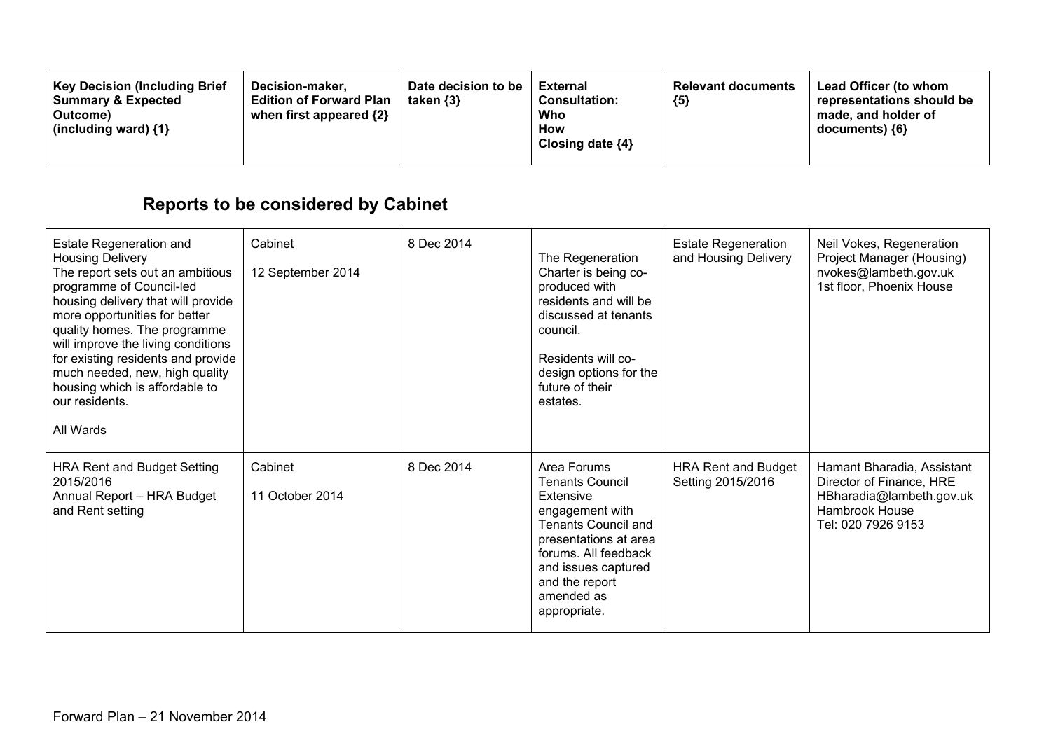| Key Decision (Including Brief Summary & Expected Outcome) (including ward) {1} | Decision-maker, Edition of Forward Plan when first appeared {2} | Date decision to be taken {3} | External Consultation: Who How Closing date {4} | Relevant documents {5} | Lead Officer (to whom representations should be made, and holder of documents) {6} |
|---|---|---|---|---|---|

## Reports to be considered by Cabinet

| | | | | | |
|---|---|---|---|---|---|
| Estate Regeneration and Housing Delivery<br>The report sets out an ambitious programme of Council-led housing delivery that will provide more opportunities for better quality homes. The programme will improve the living conditions for existing residents and provide much needed, new, high quality housing which is affordable to our residents.<br><br>All Wards | Cabinet<br><br>12 September 2014 | 8 Dec 2014 | The Regeneration Charter is being co-produced with residents and will be discussed at tenants council.<br><br>Residents will co-design options for the future of their estates. | Estate Regeneration and Housing Delivery | Neil Vokes, Regeneration Project Manager (Housing)<br>nvokes@lambeth.gov.uk<br>1st floor, Phoenix House |
| HRA Rent and Budget Setting 2015/2016<br>Annual Report – HRA Budget and Rent setting | Cabinet<br><br>11 October 2014 | 8 Dec 2014 | Area Forums<br>Tenants Council<br>Extensive engagement with Tenants Council and presentations at area forums. All feedback and issues captured and the report amended as appropriate. | HRA Rent and Budget Setting 2015/2016 | Hamant Bharadia, Assistant Director of Finance, HRE<br>HBharadia@lambeth.gov.uk<br>Hambrook House<br>Tel: 020 7926 9153 |

Forward Plan – 21 November 2014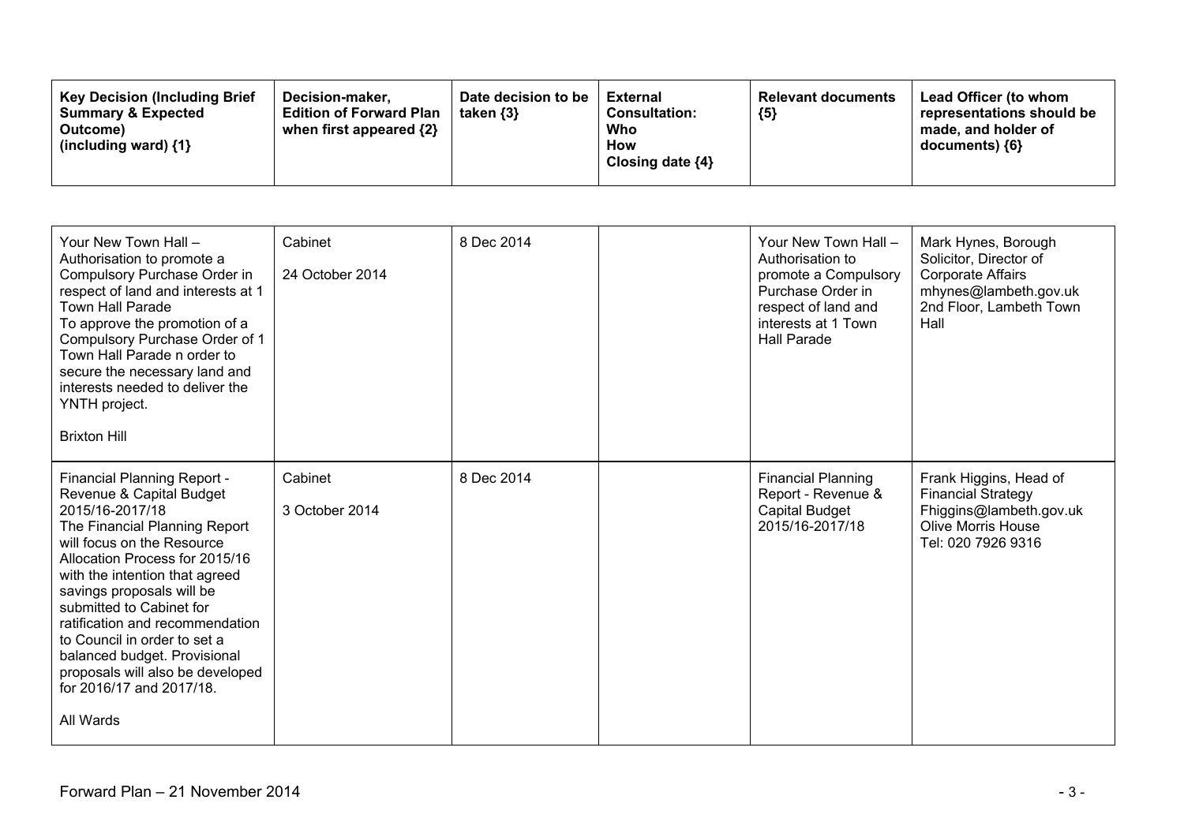| Key Decision (Including Brief Summary & Expected Outcome) (including ward) {1} | Decision-maker, Edition of Forward Plan when first appeared {2} | Date decision to be taken {3} | External Consultation: Who How Closing date {4} | Relevant documents {5} | Lead Officer (to whom representations should be made, and holder of documents) {6} |
|---|---|---|---|---|---|
| Your New Town Hall – Authorisation to promote a Compulsory Purchase Order in respect of land and interests at 1 Town Hall Parade<br>To approve the promotion of a Compulsory Purchase Order of 1 Town Hall Parade n order to secure the necessary land and interests needed to deliver the YNTH project.<br><br>Brixton Hill | Cabinet<br><br>24 October 2014 | 8 Dec 2014 | | Your New Town Hall – Authorisation to promote a Compulsory Purchase Order in respect of land and interests at 1 Town Hall Parade | Mark Hynes, Borough Solicitor, Director of Corporate Affairs<br>mhynes@lambeth.gov.uk<br>2nd Floor, Lambeth Town Hall |
| Financial Planning Report - Revenue & Capital Budget 2015/16-2017/18<br>The Financial Planning Report will focus on the Resource Allocation Process for 2015/16 with the intention that agreed savings proposals will be submitted to Cabinet for ratification and recommendation to Council in order to set a balanced budget. Provisional proposals will also be developed for 2016/17 and 2017/18.<br><br>All Wards | Cabinet<br><br>3 October 2014 | 8 Dec 2014 | | Financial Planning Report - Revenue & Capital Budget 2015/16-2017/18 | Frank Higgins, Head of Financial Strategy<br>Fhiggins@lambeth.gov.uk<br>Olive Morris House<br>Tel: 020 7926 9316 |

Forward Plan – 21 November 2014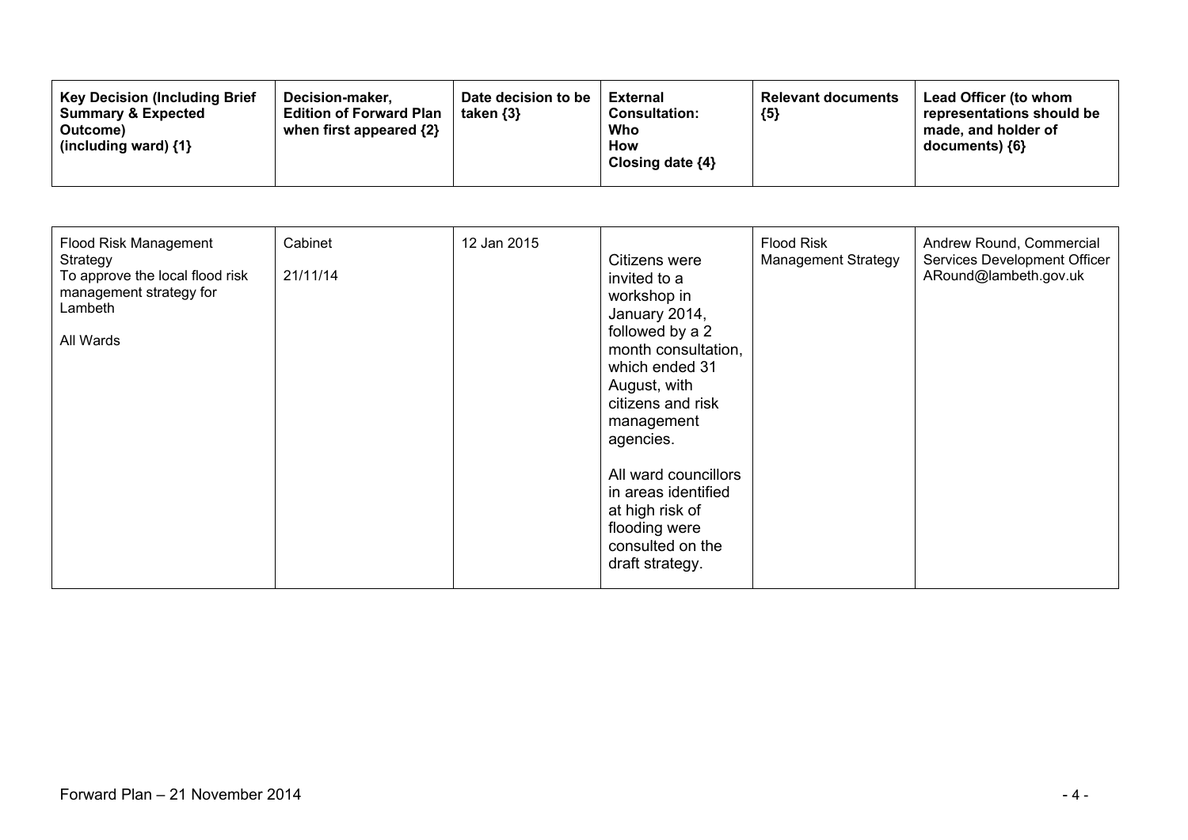| Key Decision (Including Brief Summary & Expected Outcome) (including ward) {1} | Decision-maker, Edition of Forward Plan when first appeared {2} | Date decision to be taken {3} | External Consultation: Who How Closing date {4} | Relevant documents {5} | Lead Officer (to whom representations should be made, and holder of documents) {6} |
|---|---|---|---|---|---|
| Flood Risk Management Strategy<br>To approve the local flood risk management strategy for Lambeth<br><br>All Wards | Cabinet<br><br>21/11/14 | 12 Jan 2015 | Citizens were invited to a workshop in January 2014, followed by a 2 month consultation, which ended 31 August, with citizens and risk management agencies.<br><br>All ward councillors in areas identified at high risk of flooding were consulted on the draft strategy. | Flood Risk Management Strategy | Andrew Round, Commercial Services Development Officer<br>ARound@lambeth.gov.uk |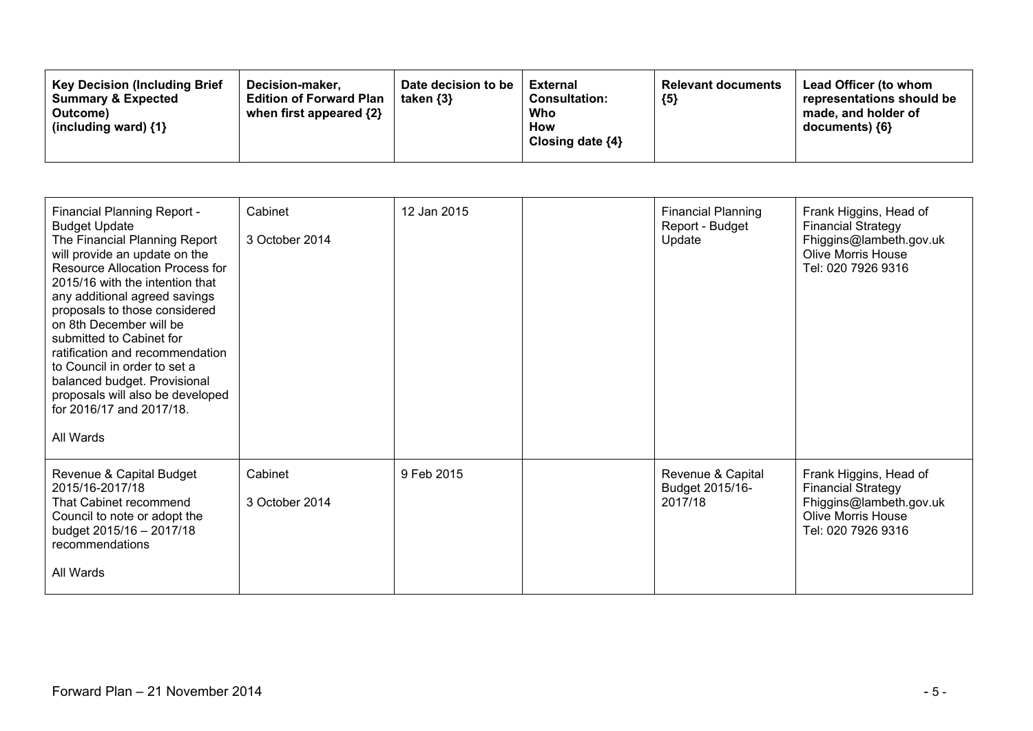| Key Decision (Including Brief Summary & Expected Outcome) (including ward) {1} | Decision-maker, Edition of Forward Plan when first appeared {2} | Date decision to be taken {3} | External Consultation: Who How Closing date {4} | Relevant documents {5} | Lead Officer (to whom representations should be made, and holder of documents) {6} |
|---|---|---|---|---|---|
| Financial Planning Report - Budget Update<br>The Financial Planning Report will provide an update on the Resource Allocation Process for 2015/16 with the intention that any additional agreed savings proposals to those considered on 8th December will be submitted to Cabinet for ratification and recommendation to Council in order to set a balanced budget. Provisional proposals will also be developed for 2016/17 and 2017/18.<br><br>All Wards | Cabinet<br><br>3 October 2014 | 12 Jan 2015 | | Financial Planning Report - Budget Update | Frank Higgins, Head of Financial Strategy<br>Fhiggins@lambeth.gov.uk<br>Olive Morris House<br>Tel: 020 7926 9316 |
| Revenue & Capital Budget 2015/16-2017/18<br>That Cabinet recommend Council to note or adopt the budget 2015/16 – 2017/18 recommendations<br><br>All Wards | Cabinet<br><br>3 October 2014 | 9 Feb 2015 | | Revenue & Capital Budget 2015/16-2017/18 | Frank Higgins, Head of Financial Strategy<br>Fhiggins@lambeth.gov.uk<br>Olive Morris House<br>Tel: 020 7926 9316 |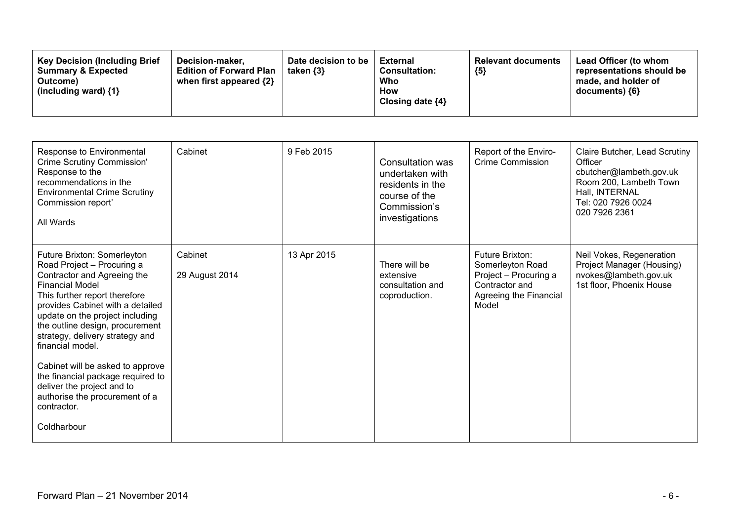| Key Decision (Including Brief Summary & Expected Outcome) (including ward) {1} | Decision-maker, Edition of Forward Plan when first appeared {2} | Date decision to be taken {3} | External Consultation: Who How Closing date {4} | Relevant documents {5} | Lead Officer (to whom representations should be made, and holder of documents) {6} |
|---|---|---|---|---|---|
| Response to Environmental Crime Scrutiny Commission' Response to the recommendations in the Environmental Crime Scrutiny Commission report'<br><br>All Wards | Cabinet | 9 Feb 2015 | Consultation was undertaken with residents in the course of the Commission's investigations | Report of the Enviro-Crime Commission | Claire Butcher, Lead Scrutiny Officer cbutcher@lambeth.gov.uk Room 200, Lambeth Town Hall, INTERNAL Tel: 020 7926 0024 020 7926 2361 |
| Future Brixton: Somerleyton Road Project – Procuring a Contractor and Agreeing the Financial Model This further report therefore provides Cabinet with a detailed update on the project including the outline design, procurement strategy, delivery strategy and financial model.<br><br>Cabinet will be asked to approve the financial package required to deliver the project and to authorise the procurement of a contractor.<br><br>Coldharbour | Cabinet<br><br>29 August 2014 | 13 Apr 2015 | There will be extensive consultation and coproduction. | Future Brixton: Somerleyton Road Project – Procuring a Contractor and Agreeing the Financial Model | Neil Vokes, Regeneration Project Manager (Housing) nvokes@lambeth.gov.uk 1st floor, Phoenix House |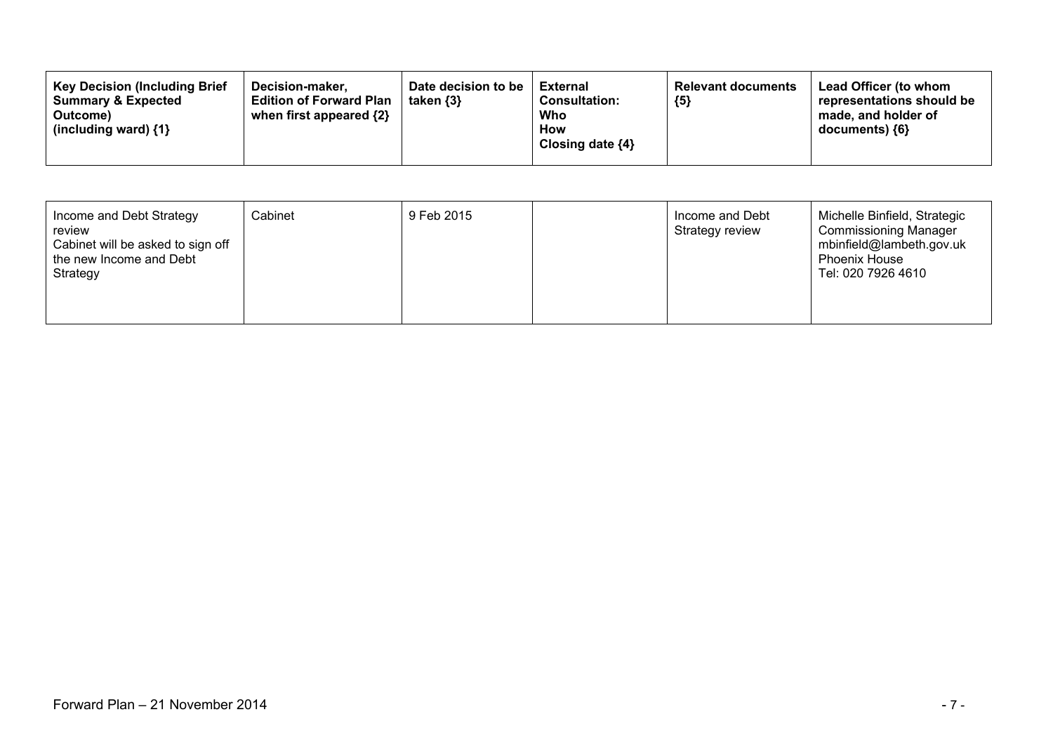| Key Decision (Including Brief Summary & Expected Outcome) (including ward) {1} | Decision-maker, Edition of Forward Plan when first appeared {2} | Date decision to be taken {3} | External Consultation: Who How Closing date {4} | Relevant documents {5} | Lead Officer (to whom representations should be made, and holder of documents) {6} |
|---|---|---|---|---|---|
| Income and Debt Strategy review<br>Cabinet will be asked to sign off the new Income and Debt Strategy | Cabinet | 9 Feb 2015 | | Income and Debt Strategy review | Michelle Binfield, Strategic Commissioning Manager<br>mbinfield@lambeth.gov.uk<br>Phoenix House<br>Tel: 020 7926 4610 |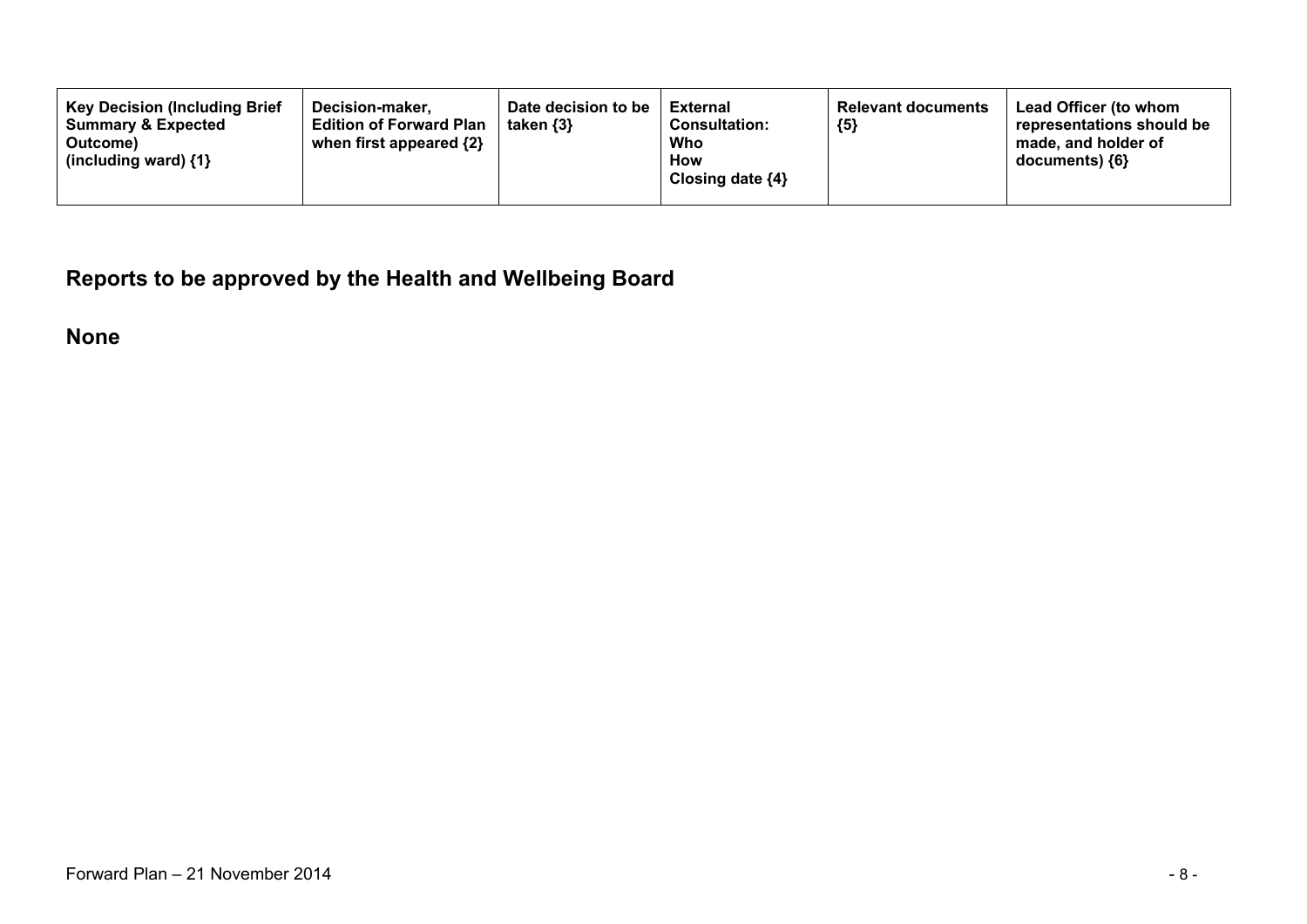| Key Decision (Including Brief Summary & Expected Outcome) (including ward) {1} | Decision-maker, Edition of Forward Plan when first appeared {2} | Date decision to be taken {3} | External Consultation: Who How Closing date {4} | Relevant documents {5} | Lead Officer (to whom representations should be made, and holder of documents) {6} |
|---|---|---|---|---|---|

## Reports to be approved by the Health and Wellbeing Board

**None**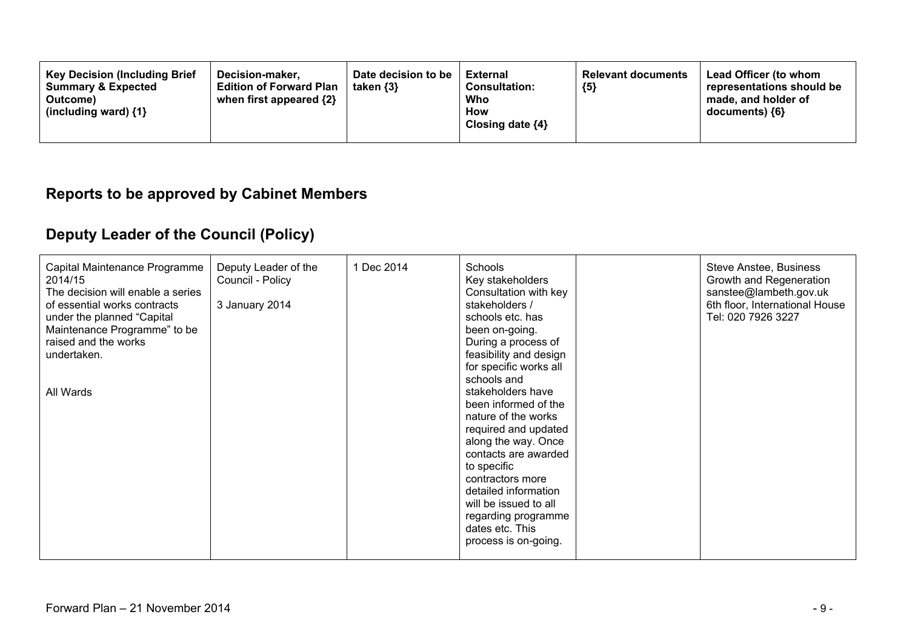| Key Decision (Including Brief Summary & Expected Outcome) (including ward) {1} | Decision-maker, Edition of Forward Plan when first appeared {2} | Date decision to be taken {3} | External Consultation: Who How Closing date {4} | Relevant documents {5} | Lead Officer (to whom representations should be made, and holder of documents) {6} |
|---|---|---|---|---|---|

## Reports to be approved by Cabinet Members

## Deputy Leader of the Council (Policy)

| Key Decision (Including Brief Summary & Expected Outcome) (including ward) {1} | Decision-maker, Edition of Forward Plan when first appeared {2} | Date decision to be taken {3} | External Consultation: Who How Closing date {4} | Relevant documents {5} | Lead Officer (to whom representations should be made, and holder of documents) {6} |
|---|---|---|---|---|---|
| Capital Maintenance Programme 2014/15<br>The decision will enable a series of essential works contracts under the planned “Capital Maintenance Programme” to be raised and the works undertaken.<br><br>All Wards | Deputy Leader of the Council - Policy<br><br>3 January 2014 | 1 Dec 2014 | Schools<br>Key stakeholders<br>Consultation with key stakeholders / schools etc. has been on-going. During a process of feasibility and design for specific works all schools and stakeholders have been informed of the nature of the works required and updated along the way. Once contacts are awarded to specific contractors more detailed information will be issued to all regarding programme dates etc. This process is on-going. | | Steve Anstee, Business Growth and Regeneration<br>sanstee@lambeth.gov.uk<br>6th floor, International House<br>Tel: 020 7926 3227 |

Forward Plan – 21 November 2014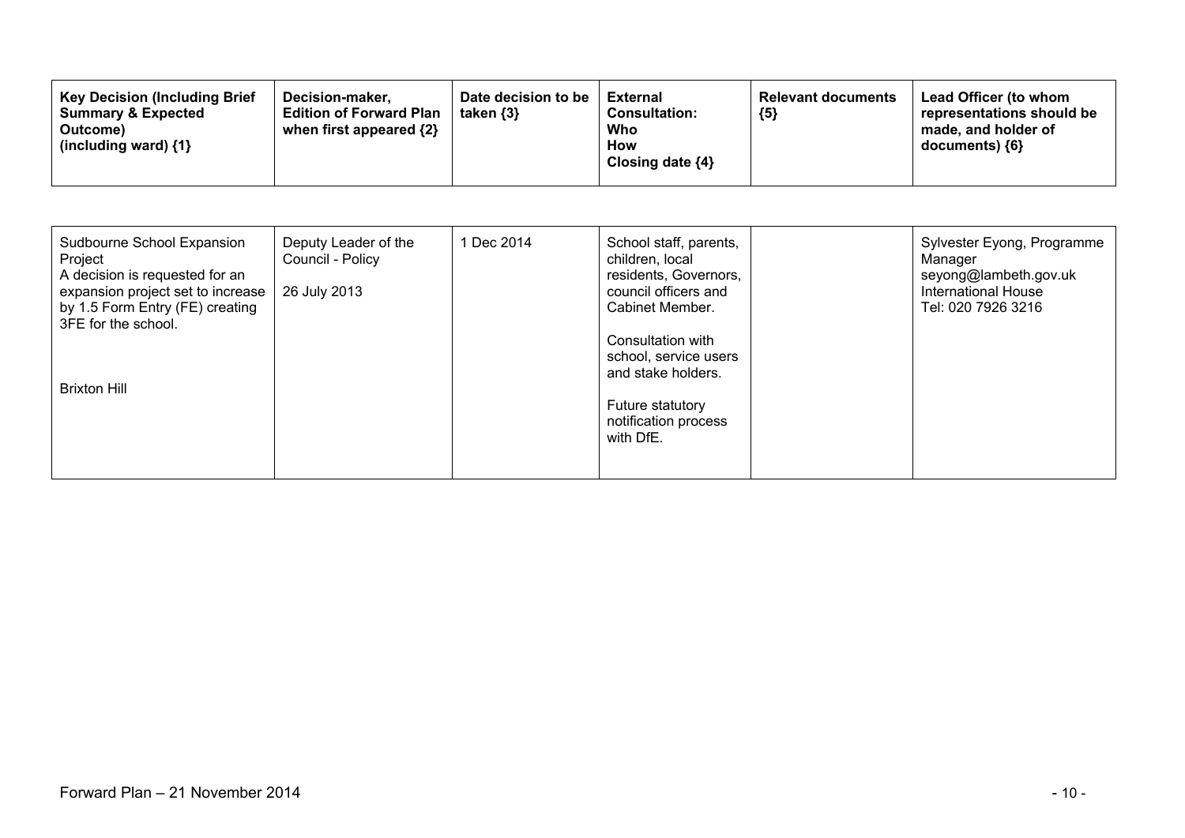| Key Decision (Including Brief Summary & Expected Outcome) (including ward) {1} | Decision-maker, Edition of Forward Plan when first appeared {2} | Date decision to be taken {3} | External Consultation: Who How Closing date {4} | Relevant documents {5} | Lead Officer (to whom representations should be made, and holder of documents) {6} |
|---|---|---|---|---|---|
| Sudbourne School Expansion Project<br>A decision is requested for an expansion project set to increase by 1.5 Form Entry (FE) creating 3FE for the school.<br><br>Brixton Hill | Deputy Leader of the Council - Policy<br><br>26 July 2013 | 1 Dec 2014 | School staff, parents, children, local residents, Governors, council officers and Cabinet Member.<br><br>Consultation with school, service users and stake holders.<br><br>Future statutory notification process with DfE. | | Sylvester Eyong, Programme Manager<br>seyong@lambeth.gov.uk<br>International House<br>Tel: 020 7926 3216 |

Forward Plan – 21 November 2014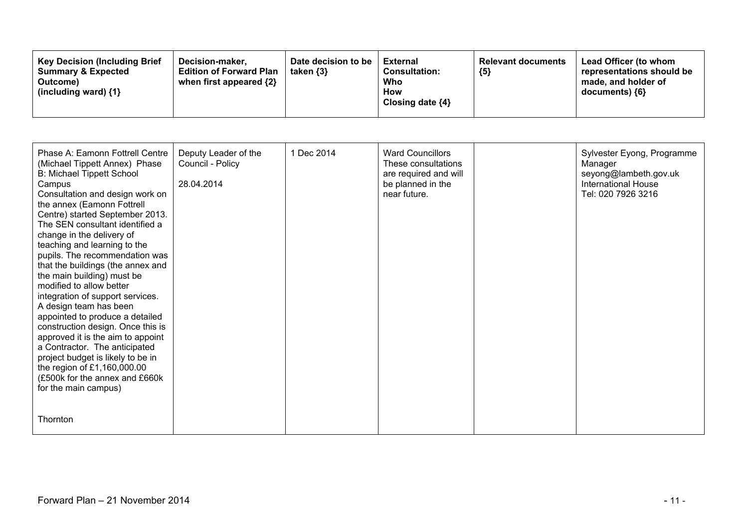| Key Decision (Including Brief Summary & Expected Outcome) (including ward) {1} | Decision-maker, Edition of Forward Plan when first appeared {2} | Date decision to be taken {3} | External Consultation: Who How Closing date {4} | Relevant documents {5} | Lead Officer (to whom representations should be made, and holder of documents) {6} |
|---|---|---|---|---|---|
| Phase A: Eamonn Fottrell Centre (Michael Tippett Annex) Phase B: Michael Tippett School Campus<br>Consultation and design work on the annex (Eamonn Fottrell Centre) started September 2013. The SEN consultant identified a change in the delivery of teaching and learning to the pupils. The recommendation was that the buildings (the annex and the main building) must be modified to allow better integration of support services. A design team has been appointed to produce a detailed construction design. Once this is approved it is the aim to appoint a Contractor. The anticipated project budget is likely to be in the region of £1,160,000.00 (£500k for the annex and £660k for the main campus)<br><br>Thornton | Deputy Leader of the Council - Policy<br><br>28.04.2014 | 1 Dec 2014 | Ward Councillors These consultations are required and will be planned in the near future. | | Sylvester Eyong, Programme Manager<br>seyong@lambeth.gov.uk<br>International House<br>Tel: 020 7926 3216 |

Forward Plan – 21 November 2014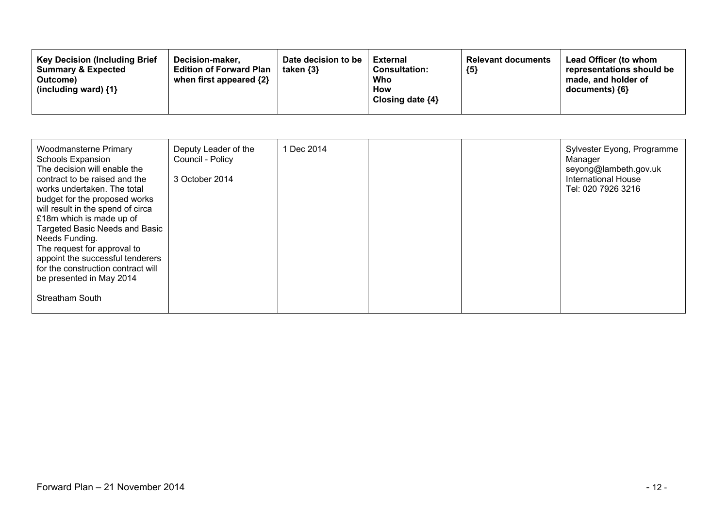| Key Decision (Including Brief Summary & Expected Outcome) (including ward) {1} | Decision-maker, Edition of Forward Plan when first appeared {2} | Date decision to be taken {3} | External Consultation: Who How Closing date {4} | Relevant documents {5} | Lead Officer (to whom representations should be made, and holder of documents) {6} |
|---|---|---|---|---|---|
| Woodmansterne Primary Schools Expansion<br>The decision will enable the contract to be raised and the works undertaken. The total budget for the proposed works will result in the spend of circa £18m which is made up of Targeted Basic Needs and Basic Needs Funding.<br>The request for approval to appoint the successful tenderers for the construction contract will be presented in May 2014<br><br>Streatham South | Deputy Leader of the Council - Policy<br><br>3 October 2014 | 1 Dec 2014 | | | Sylvester Eyong, Programme Manager<br>seyong@lambeth.gov.uk<br>International House<br>Tel: 020 7926 3216 |

Forward Plan – 21 November 2014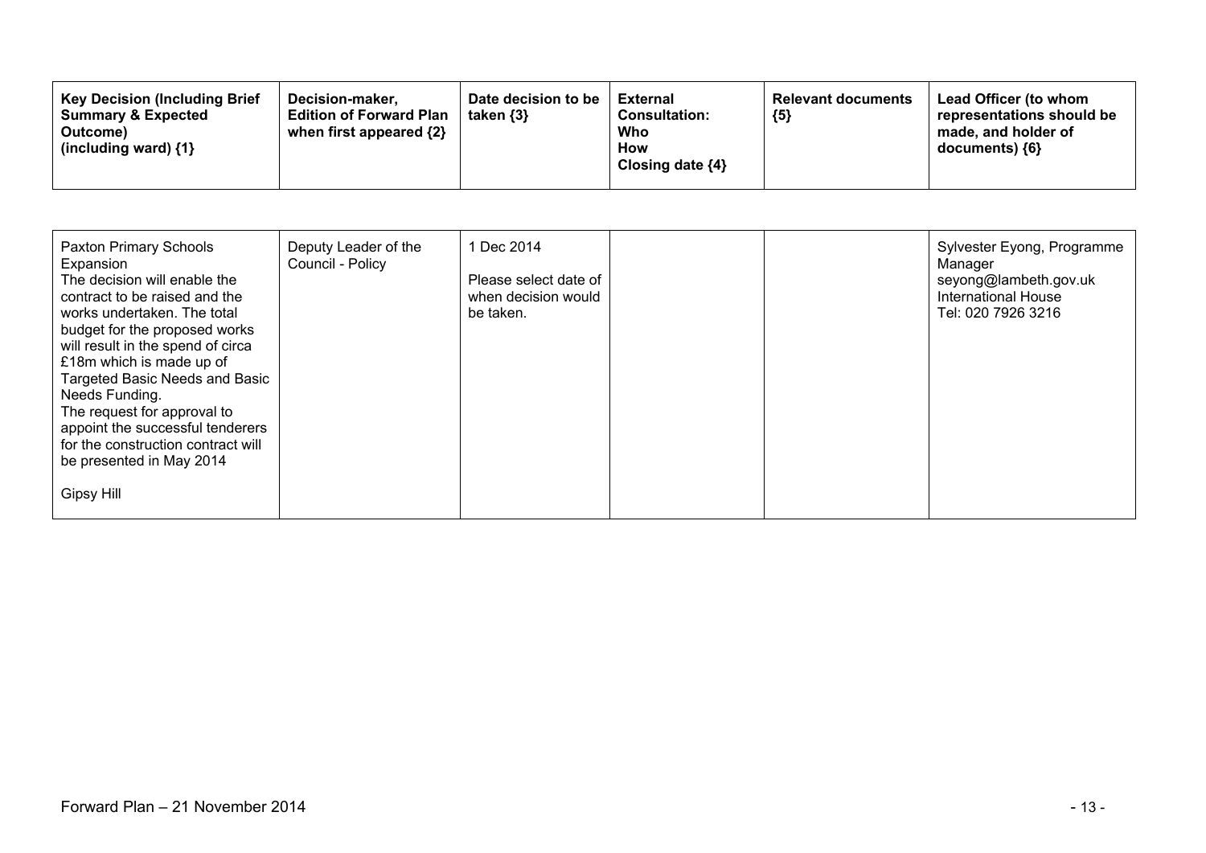| Key Decision (Including Brief Summary & Expected Outcome) (including ward) {1} | Decision-maker, Edition of Forward Plan when first appeared {2} | Date decision to be taken {3} | External Consultation: Who How Closing date {4} | Relevant documents {5} | Lead Officer (to whom representations should be made, and holder of documents) {6} |
|---|---|---|---|---|---|
| Paxton Primary Schools Expansion<br>The decision will enable the contract to be raised and the works undertaken. The total budget for the proposed works will result in the spend of circa £18m which is made up of Targeted Basic Needs and Basic Needs Funding.<br>The request for approval to appoint the successful tenderers for the construction contract will be presented in May 2014<br><br>Gipsy Hill | Deputy Leader of the Council - Policy | 1 Dec 2014<br><br>Please select date of when decision would be taken. | | | Sylvester Eyong, Programme Manager<br>seyong@lambeth.gov.uk<br>International House<br>Tel: 020 7926 3216 |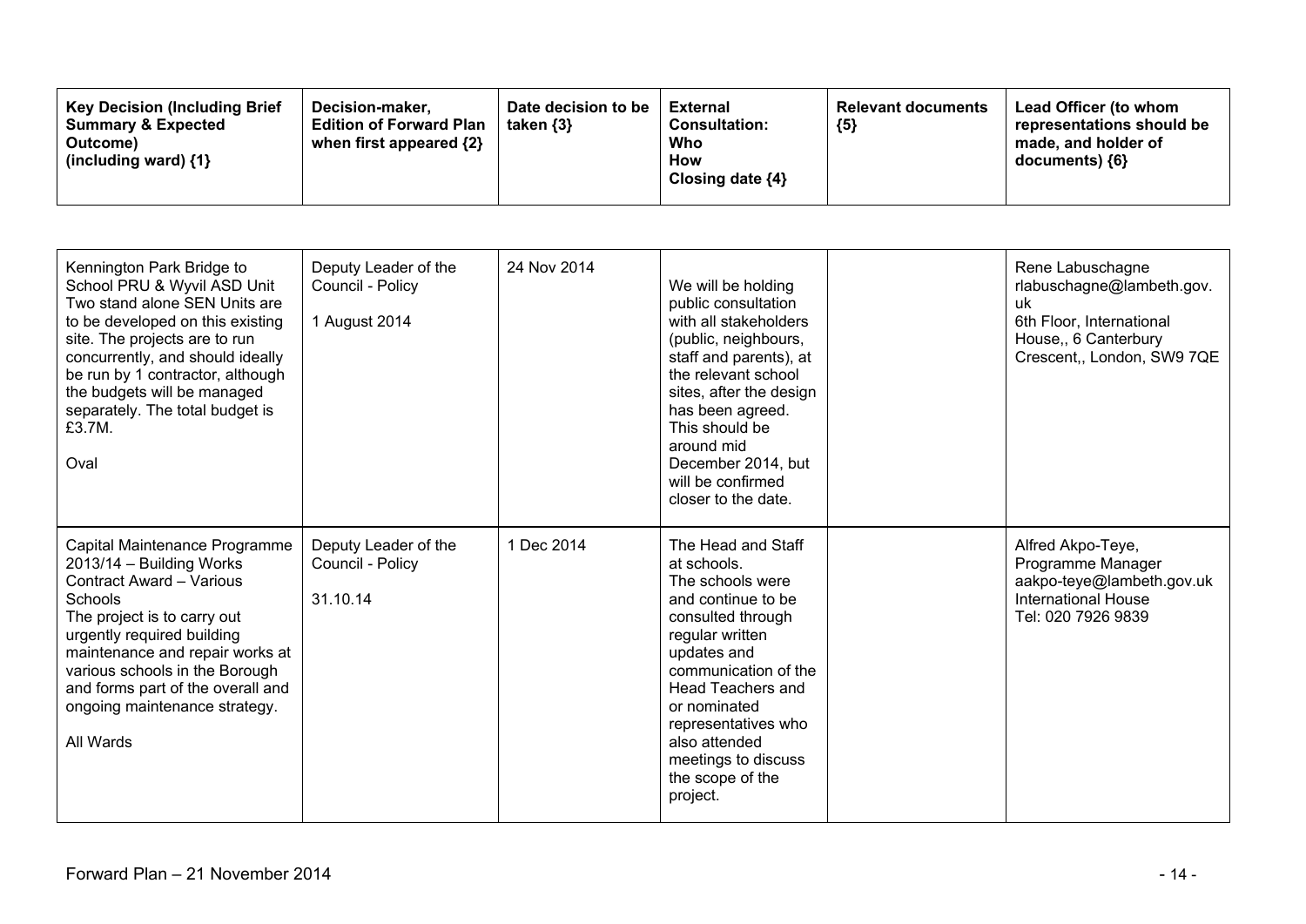| Key Decision (Including Brief Summary & Expected Outcome) (including ward) {1} | Decision-maker, Edition of Forward Plan when first appeared {2} | Date decision to be taken {3} | External Consultation: Who How Closing date {4} | Relevant documents {5} | Lead Officer (to whom representations should be made, and holder of documents) {6} |
|---|---|---|---|---|---|
| Kennington Park Bridge to School PRU & Wyvil ASD Unit<br>Two stand alone SEN Units are to be developed on this existing site. The projects are to run concurrently, and should ideally be run by 1 contractor, although the budgets will be managed separately. The total budget is £3.7M.<br><br>Oval | Deputy Leader of the Council - Policy<br><br>1 August 2014 | 24 Nov 2014 | We will be holding public consultation with all stakeholders (public, neighbours, staff and parents), at the relevant school sites, after the design has been agreed. This should be around mid December 2014, but will be confirmed closer to the date. | | Rene Labuschagne<br>rlabuschagne@lambeth.gov.uk<br>6th Floor, International House,, 6 Canterbury Crescent,, London, SW9 7QE |
| Capital Maintenance Programme 2013/14 – Building Works Contract Award – Various Schools<br>The project is to carry out urgently required building maintenance and repair works at various schools in the Borough and forms part of the overall and ongoing maintenance strategy.<br><br>All Wards | Deputy Leader of the Council - Policy<br><br>31.10.14 | 1 Dec 2014 | The Head and Staff at schools.<br>The schools were and continue to be consulted through regular written updates and communication of the Head Teachers and or nominated representatives who also attended meetings to discuss the scope of the project. | | Alfred Akpo-Teye, Programme Manager<br>aakpo-teye@lambeth.gov.uk<br>International House<br>Tel: 020 7926 9839 |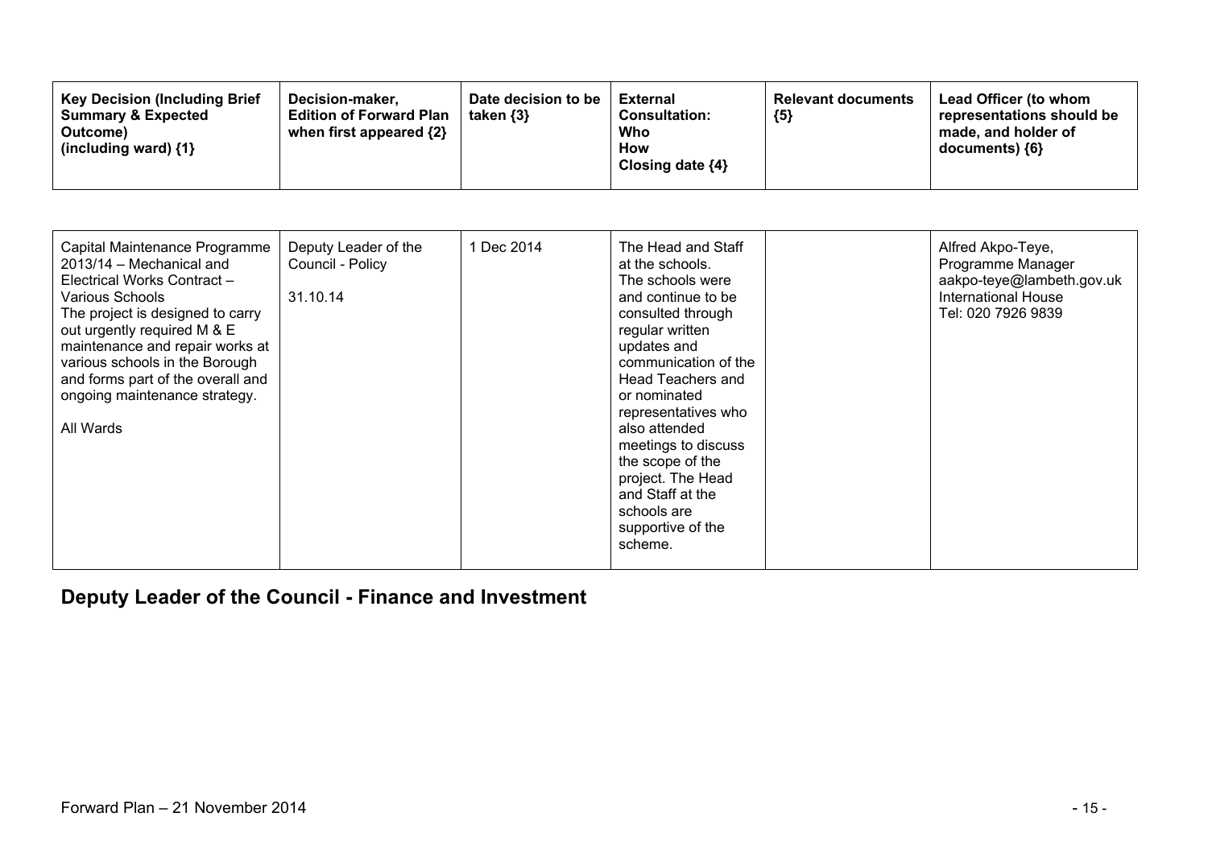| Key Decision (Including Brief Summary & Expected Outcome) (including ward) {1} | Decision-maker, Edition of Forward Plan when first appeared {2} | Date decision to be taken {3} | External Consultation: Who How Closing date {4} | Relevant documents {5} | Lead Officer (to whom representations should be made, and holder of documents) {6} |
|---|---|---|---|---|---|
| Capital Maintenance Programme 2013/14 – Mechanical and Electrical Works Contract – Various Schools<br>The project is designed to carry out urgently required M & E maintenance and repair works at various schools in the Borough and forms part of the overall and ongoing maintenance strategy.<br><br>All Wards | Deputy Leader of the Council - Policy<br><br>31.10.14 | 1 Dec 2014 | The Head and Staff at the schools. The schools were and continue to be consulted through regular written updates and communication of the Head Teachers and or nominated representatives who also attended meetings to discuss the scope of the project. The Head and Staff at the schools are supportive of the scheme. | | Alfred Akpo-Teye, Programme Manager<br>aakpo-teye@lambeth.gov.uk<br>International House<br>Tel: 020 7926 9839 |

## Deputy Leader of the Council - Finance and Investment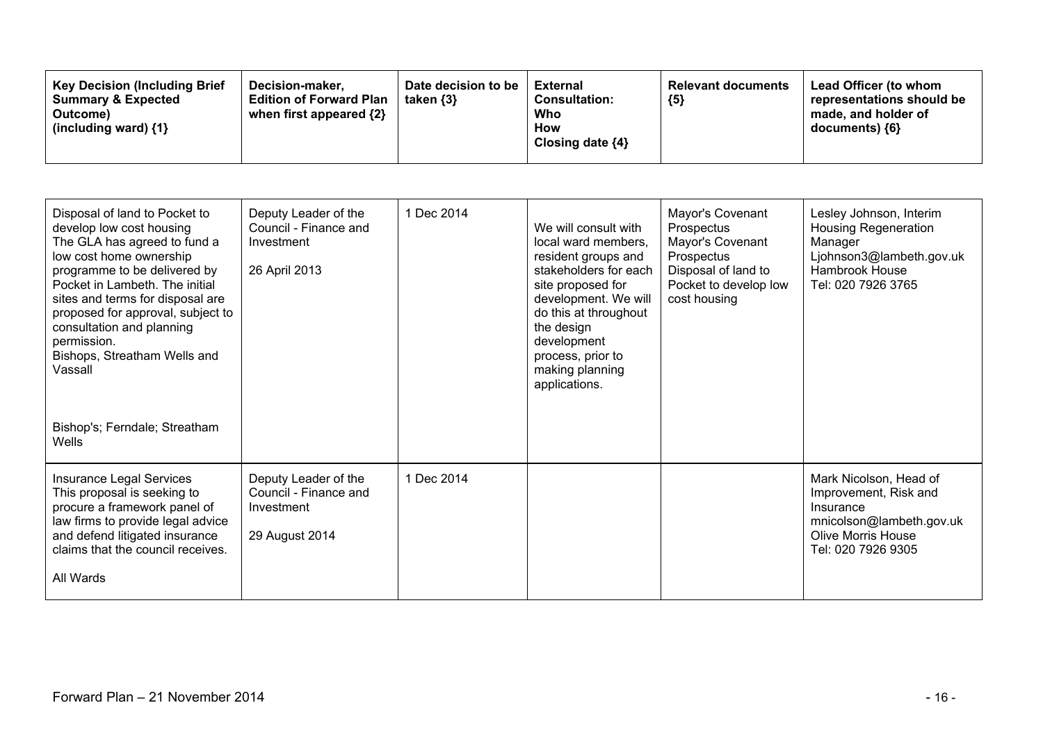| Key Decision (Including Brief Summary & Expected Outcome) (including ward) {1} | Decision-maker, Edition of Forward Plan when first appeared {2} | Date decision to be taken {3} | External Consultation: Who How Closing date {4} | Relevant documents {5} | Lead Officer (to whom representations should be made, and holder of documents) {6} |
|---|---|---|---|---|---|
| Disposal of land to Pocket to develop low cost housing<br>The GLA has agreed to fund a low cost home ownership programme to be delivered by Pocket in Lambeth. The initial sites and terms for disposal are proposed for approval, subject to consultation and planning permission.<br>Bishops, Streatham Wells and Vassall<br><br>Bishop's; Ferndale; Streatham Wells | Deputy Leader of the Council - Finance and Investment<br><br>26 April 2013 | 1 Dec 2014 | We will consult with local ward members, resident groups and stakeholders for each site proposed for development. We will do this at throughout the design development process, prior to making planning applications. | Mayor's Covenant Prospectus<br>Mayor's Covenant Prospectus<br>Disposal of land to Pocket to develop low cost housing | Lesley Johnson, Interim Housing Regeneration Manager<br>Ljohnson3@lambeth.gov.uk<br>Hambrook House<br>Tel: 020 7926 3765 |
| Insurance Legal Services<br>This proposal is seeking to procure a framework panel of law firms to provide legal advice and defend litigated insurance claims that the council receives.<br><br>All Wards | Deputy Leader of the Council - Finance and Investment<br><br>29 August 2014 | 1 Dec 2014 | | | Mark Nicolson, Head of Improvement, Risk and Insurance<br>mnicolson@lambeth.gov.uk<br>Olive Morris House<br>Tel: 020 7926 9305 |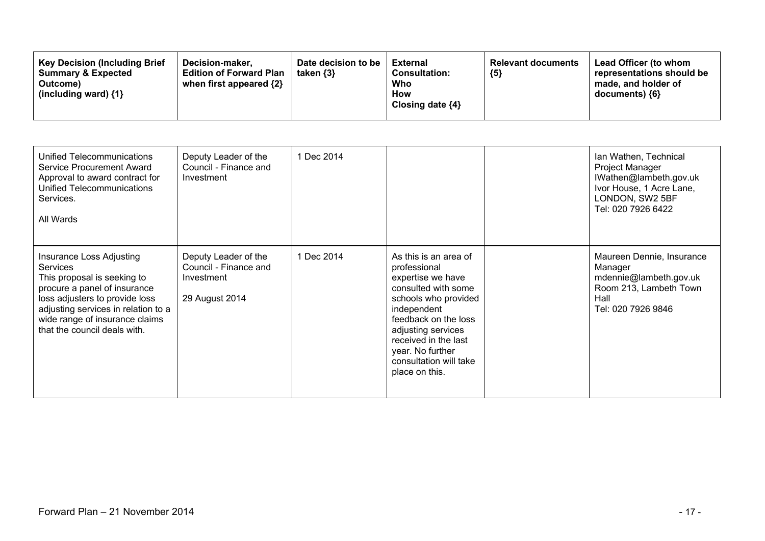| Key Decision (Including Brief Summary & Expected Outcome) (including ward) {1} | Decision-maker, Edition of Forward Plan when first appeared {2} | Date decision to be taken {3} | External Consultation: Who How Closing date {4} | Relevant documents {5} | Lead Officer (to whom representations should be made, and holder of documents) {6} |
|---|---|---|---|---|---|
| Unified Telecommunications Service Procurement Award<br>Approval to award contract for Unified Telecommunications Services.<br><br>All Wards | Deputy Leader of the Council - Finance and Investment | 1 Dec 2014 | | | Ian Wathen, Technical Project Manager<br>IWathen@lambeth.gov.uk<br>Ivor House, 1 Acre Lane, LONDON, SW2 5BF<br>Tel: 020 7926 6422 |
| Insurance Loss Adjusting Services<br>This proposal is seeking to procure a panel of insurance loss adjusters to provide loss adjusting services in relation to a wide range of insurance claims that the council deals with. | Deputy Leader of the Council - Finance and Investment<br><br>29 August 2014 | 1 Dec 2014 | As this is an area of professional expertise we have consulted with some schools who provided independent feedback on the loss adjusting services received in the last year. No further consultation will take place on this. | | Maureen Dennie, Insurance Manager<br>mdennie@lambeth.gov.uk<br>Room 213, Lambeth Town Hall<br>Tel: 020 7926 9846 |

Forward Plan – 21 November 2014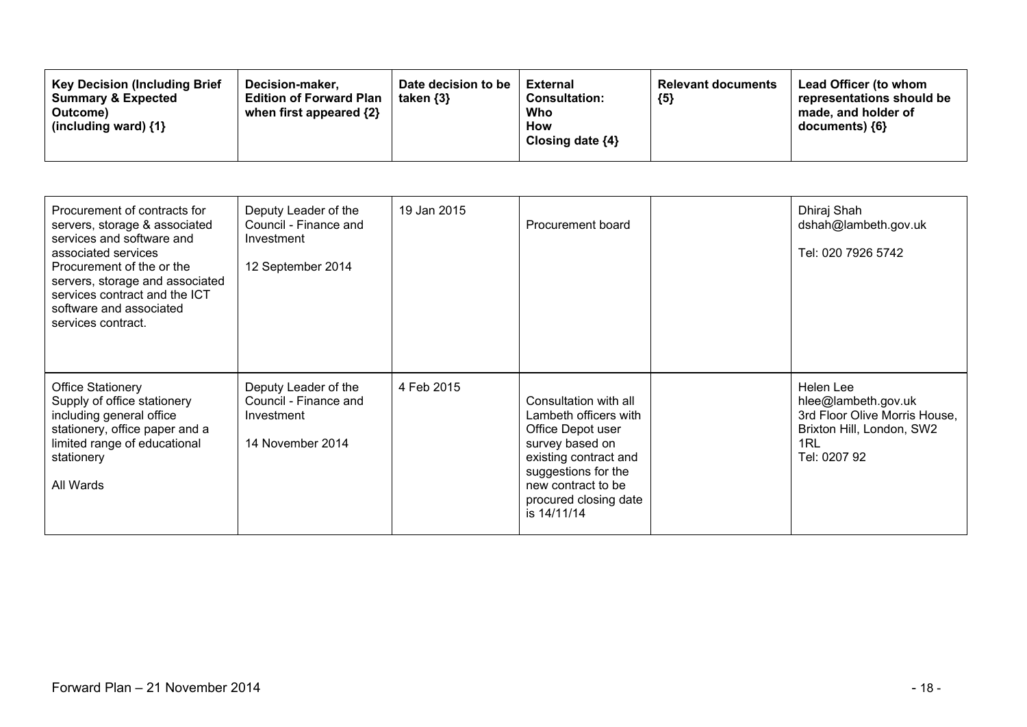| Key Decision (Including Brief Summary & Expected Outcome) (including ward) {1} | Decision-maker, Edition of Forward Plan when first appeared {2} | Date decision to be taken {3} | External Consultation: Who How Closing date {4} | Relevant documents {5} | Lead Officer (to whom representations should be made, and holder of documents) {6} |
|---|---|---|---|---|---|
| Procurement of contracts for servers, storage & associated services and software and associated services<br>Procurement of the or the servers, storage and associated services contract and the ICT software and associated services contract. | Deputy Leader of the Council - Finance and Investment<br><br>12 September 2014 | 19 Jan 2015 | Procurement board | | Dhiraj Shah<br>dshah@lambeth.gov.uk<br><br>Tel: 020 7926 5742 |
| Office Stationery<br>Supply of office stationery including general office stationery, office paper and a limited range of educational stationery<br><br>All Wards | Deputy Leader of the Council - Finance and Investment<br><br>14 November 2014 | 4 Feb 2015 | Consultation with all Lambeth officers with Office Depot user survey based on existing contract and suggestions for the new contract to be procured closing date is 14/11/14 | | Helen Lee<br>hlee@lambeth.gov.uk<br>3rd Floor Olive Morris House, Brixton Hill, London, SW2 1RL<br>Tel: 0207 92 |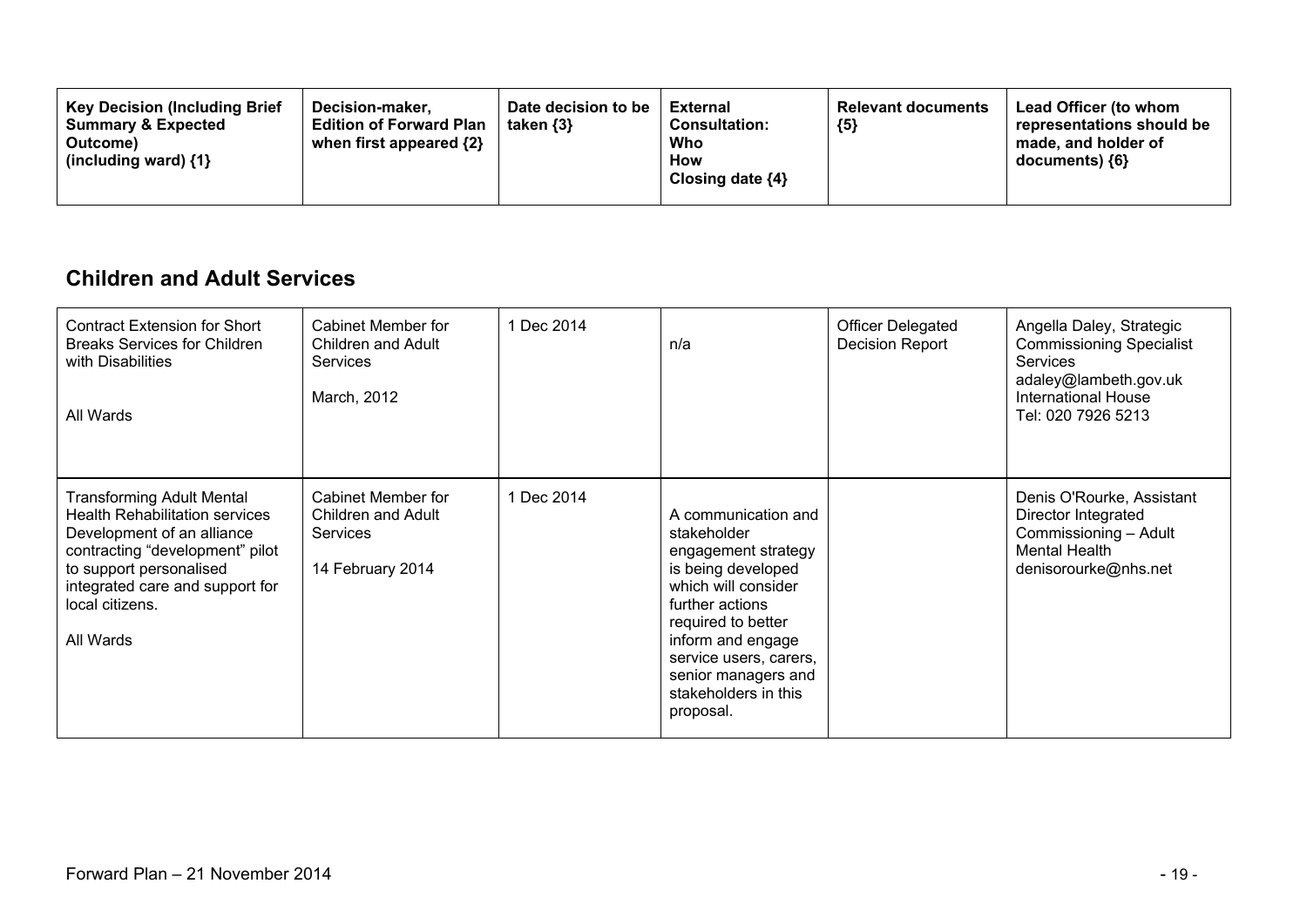| Key Decision (Including Brief Summary & Expected Outcome) (including ward) {1} | Decision-maker, Edition of Forward Plan when first appeared {2} | Date decision to be taken {3} | External Consultation: Who How Closing date {4} | Relevant documents {5} | Lead Officer (to whom representations should be made, and holder of documents) {6} |
|---|---|---|---|---|---|

## Children and Adult Services

| Key Decision (Including Brief Summary & Expected Outcome) (including ward) {1} | Decision-maker, Edition of Forward Plan when first appeared {2} | Date decision to be taken {3} | External Consultation: Who How Closing date {4} | Relevant documents {5} | Lead Officer (to whom representations should be made, and holder of documents) {6} |
|---|---|---|---|---|---|
| Contract Extension for Short Breaks Services for Children with Disabilities<br><br>All Wards | Cabinet Member for Children and Adult Services<br><br>March, 2012 | 1 Dec 2014 | n/a | Officer Delegated Decision Report | Angella Daley, Strategic Commissioning Specialist Services<br>adaley@lambeth.gov.uk<br>International House<br>Tel: 020 7926 5213 |
| Transforming Adult Mental Health Rehabilitation services Development of an alliance contracting "development" pilot to support personalised integrated care and support for local citizens.<br><br>All Wards | Cabinet Member for Children and Adult Services<br><br>14 February 2014 | 1 Dec 2014 | A communication and stakeholder engagement strategy is being developed which will consider further actions required to better inform and engage service users, carers, senior managers and stakeholders in this proposal. | | Denis O'Rourke, Assistant Director Integrated Commissioning – Adult Mental Health<br>denisorourke@nhs.net |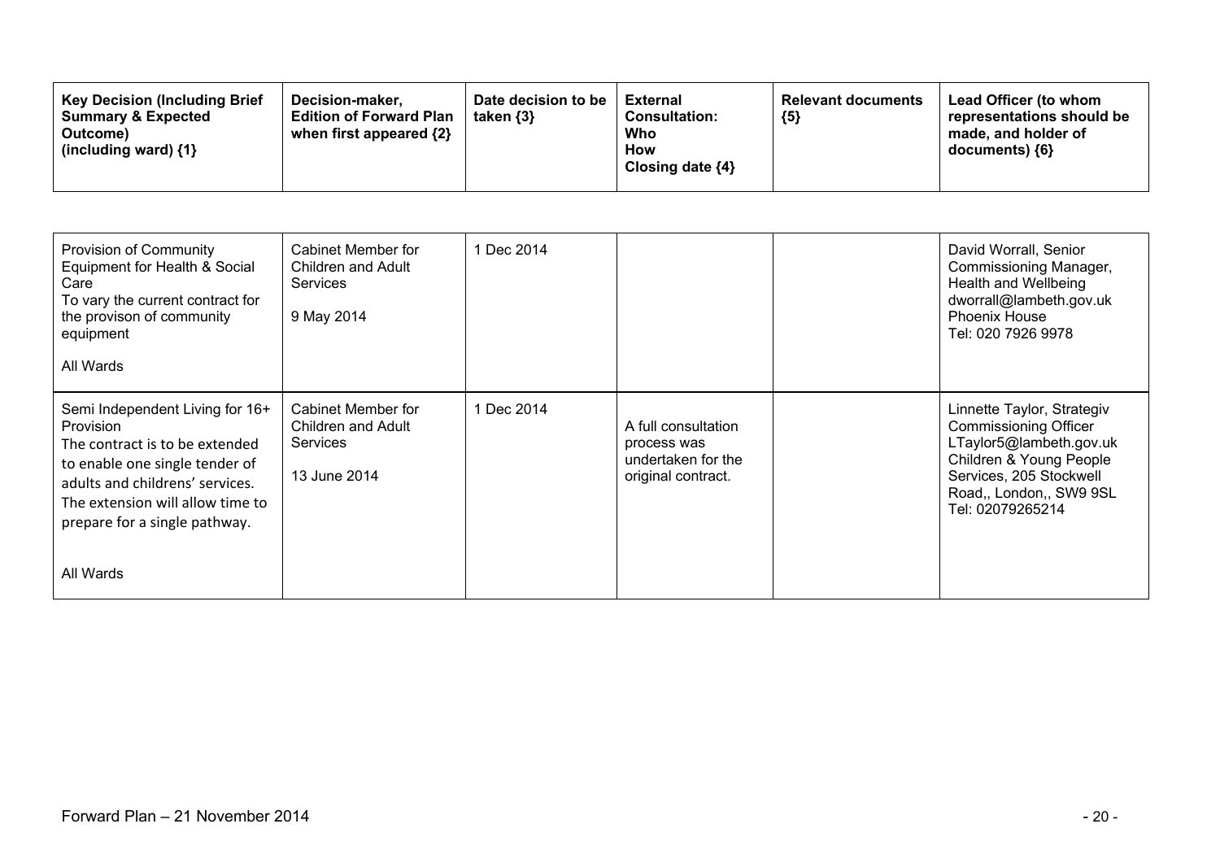| Key Decision (Including Brief Summary & Expected Outcome) (including ward) {1} | Decision-maker, Edition of Forward Plan when first appeared {2} | Date decision to be taken {3} | External Consultation: Who How Closing date {4} | Relevant documents {5} | Lead Officer (to whom representations should be made, and holder of documents) {6} |
|---|---|---|---|---|---|
| Provision of Community Equipment for Health & Social Care<br>To vary the current contract for the provison of community equipment<br><br>All Wards | Cabinet Member for Children and Adult Services<br><br>9 May 2014 | 1 Dec 2014 | | | David Worrall, Senior Commissioning Manager, Health and Wellbeing<br>dworrall@lambeth.gov.uk<br>Phoenix House<br>Tel: 020 7926 9978 |
| Semi Independent Living for 16+ Provision<br>The contract is to be extended to enable one single tender of adults and childrens' services. The extension will allow time to prepare for a single pathway.<br><br>All Wards | Cabinet Member for Children and Adult Services<br><br>13 June 2014 | 1 Dec 2014 | A full consultation process was undertaken for the original contract. | | Linnette Taylor, Strategiv Commissioning Officer<br>LTaylor5@lambeth.gov.uk<br>Children & Young People Services, 205 Stockwell Road,, London,, SW9 9SL<br>Tel: 02079265214 |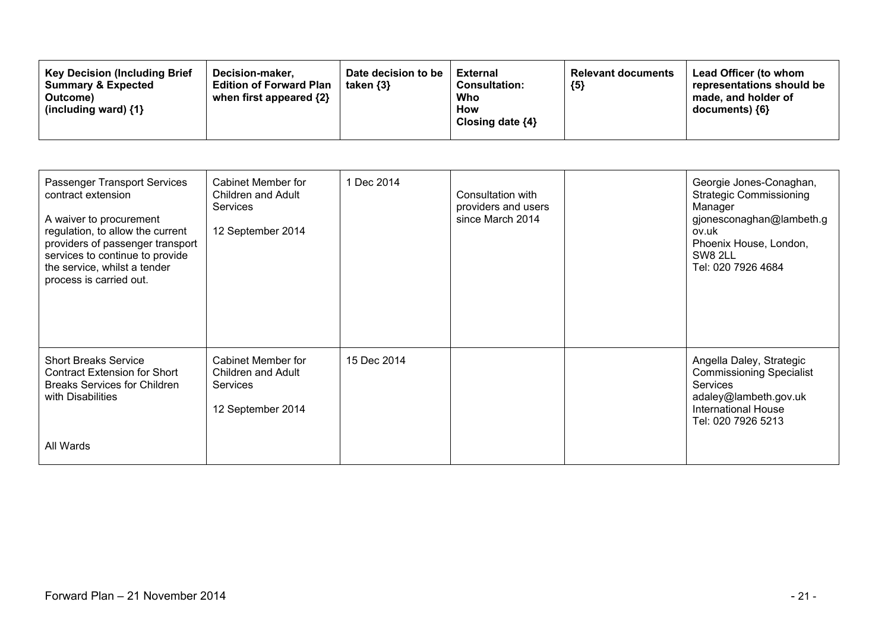| Key Decision (Including Brief Summary & Expected Outcome) (including ward) {1} | Decision-maker, Edition of Forward Plan when first appeared {2} | Date decision to be taken {3} | External Consultation: Who How Closing date {4} | Relevant documents {5} | Lead Officer (to whom representations should be made, and holder of documents) {6} |
|---|---|---|---|---|---|
| Passenger Transport Services contract extension<br><br>A waiver to procurement regulation, to allow the current providers of passenger transport services to continue to provide the service, whilst a tender process is carried out. | Cabinet Member for Children and Adult Services<br><br>12 September 2014 | 1 Dec 2014 | Consultation with providers and users since March 2014 | | Georgie Jones-Conaghan, Strategic Commissioning Manager<br>gjonesconaghan@lambeth.gov.uk<br>Phoenix House, London, SW8 2LL<br>Tel: 020 7926 4684 |
| Short Breaks Service Contract Extension for Short Breaks Services for Children with Disabilities<br><br>All Wards | Cabinet Member for Children and Adult Services<br><br>12 September 2014 | 15 Dec 2014 | | | Angella Daley, Strategic Commissioning Specialist Services<br>adaley@lambeth.gov.uk<br>International House<br>Tel: 020 7926 5213 |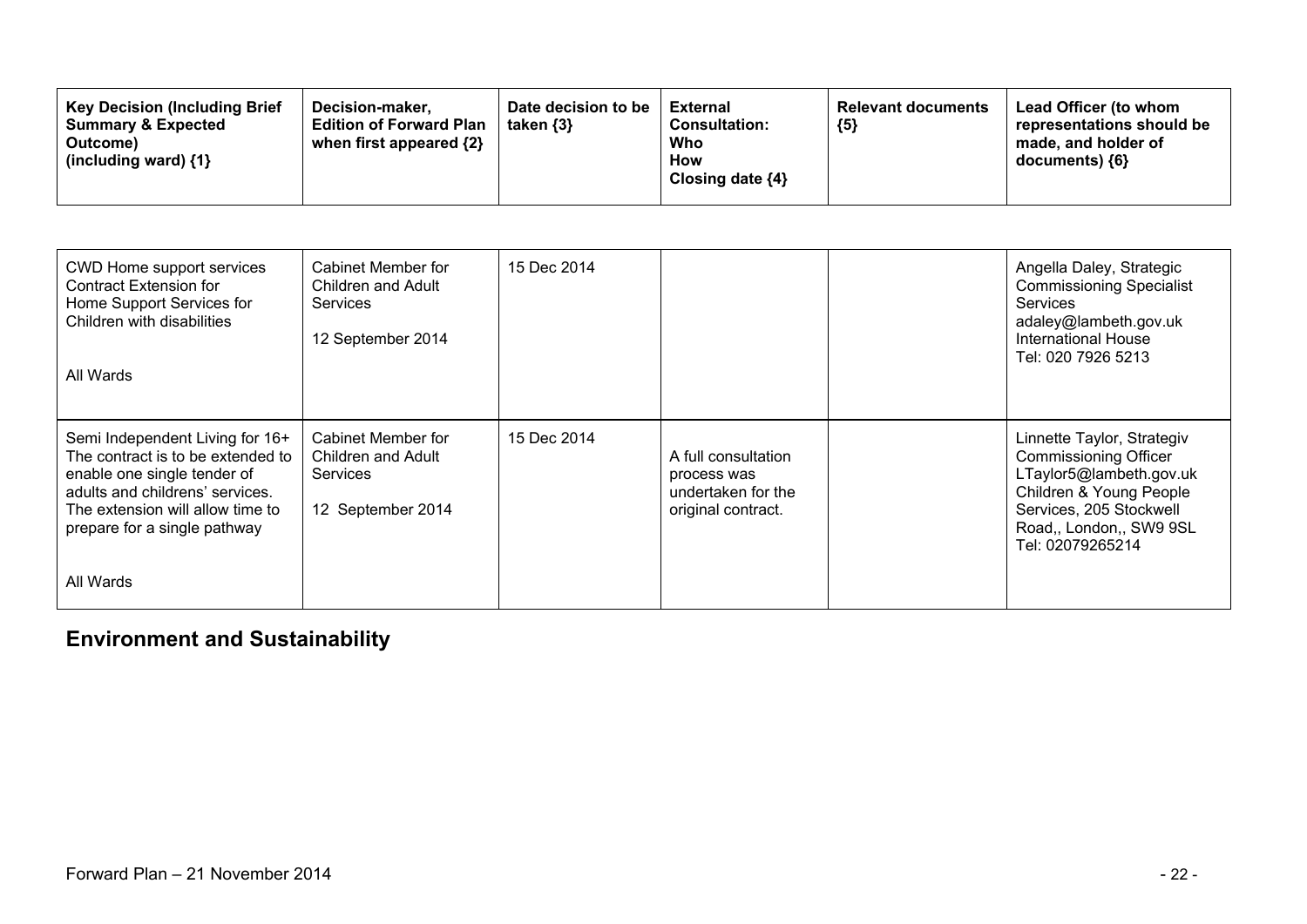| Key Decision (Including Brief Summary & Expected Outcome) (including ward) {1} | Decision-maker, Edition of Forward Plan when first appeared {2} | Date decision to be taken {3} | External Consultation: Who How Closing date {4} | Relevant documents {5} | Lead Officer (to whom representations should be made, and holder of documents) {6} |
|---|---|---|---|---|---|
| CWD Home support services Contract Extension for Home Support Services for Children with disabilities<br><br>All Wards | Cabinet Member for Children and Adult Services<br><br>12 September 2014 | 15 Dec 2014 | | | Angella Daley, Strategic Commissioning Specialist Services adaley@lambeth.gov.uk International House Tel: 020 7926 5213 |
| Semi Independent Living for 16+ The contract is to be extended to enable one single tender of adults and childrens' services. The extension will allow time to prepare for a single pathway<br><br>All Wards | Cabinet Member for Children and Adult Services<br><br>12 September 2014 | 15 Dec 2014 | A full consultation process was undertaken for the original contract. | | Linnette Taylor, Strategiv Commissioning Officer LTaylor5@lambeth.gov.uk Children & Young People Services, 205 Stockwell Road,, London,, SW9 9SL Tel: 02079265214 |

## Environment and Sustainability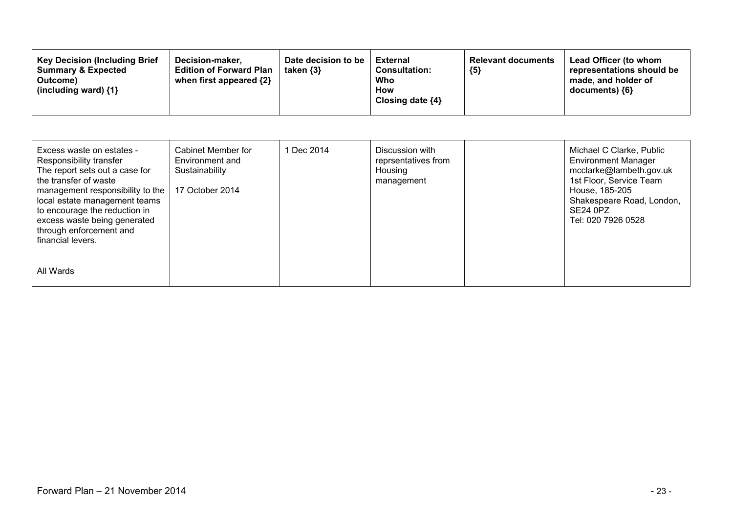| Key Decision (Including Brief Summary & Expected Outcome) (including ward) {1} | Decision-maker, Edition of Forward Plan when first appeared {2} | Date decision to be taken {3} | External Consultation: Who How Closing date {4} | Relevant documents {5} | Lead Officer (to whom representations should be made, and holder of documents) {6} |
|---|---|---|---|---|---|
| Excess waste on estates - Responsibility transfer<br>The report sets out a case for the transfer of waste management responsibility to the local estate management teams to encourage the reduction in excess waste being generated through enforcement and financial levers.<br><br>All Wards | Cabinet Member for Environment and Sustainability<br><br>17 October 2014 | 1 Dec 2014 | Discussion with reprsentatives from Housing management | | Michael C Clarke, Public Environment Manager<br>mcclarke@lambeth.gov.uk<br>1st Floor, Service Team House, 185-205 Shakespeare Road, London, SE24 0PZ<br>Tel: 020 7926 0528 |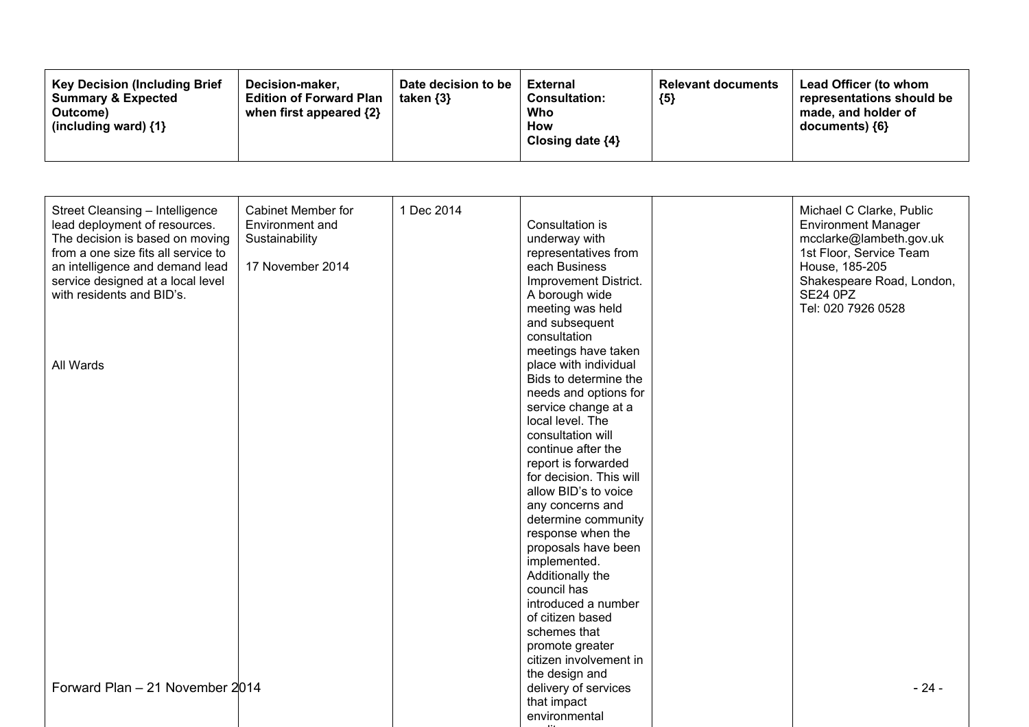| Key Decision (Including Brief Summary & Expected Outcome) (including ward) {1} | Decision-maker, Edition of Forward Plan when first appeared {2} | Date decision to be taken {3} | External Consultation: Who How Closing date {4} | Relevant documents {5} | Lead Officer (to whom representations should be made, and holder of documents) {6} |
|---|---|---|---|---|---|
| Street Cleansing – Intelligence lead deployment of resources. The decision is based on moving from a one size fits all service to an intelligence and demand lead service designed at a local level with residents and BID's.<br><br>All Wards | Cabinet Member for Environment and Sustainability<br><br>17 November 2014 | 1 Dec 2014 | Consultation is underway with representatives from each Business Improvement District. A borough wide meeting was held and subsequent consultation meetings have taken place with individual Bids to determine the needs and options for service change at a local level. The consultation will continue after the report is forwarded for decision. This will allow BID's to voice any concerns and determine community response when the proposals have been implemented. Additionally the council has introduced a number of citizen based schemes that promote greater citizen involvement in the design and delivery of services that impact environmental | | Michael C Clarke, Public Environment Manager mcclarke@lambeth.gov.uk 1st Floor, Service Team House, 185-205 Shakespeare Road, London, SE24 0PZ Tel: 020 7926 0528 |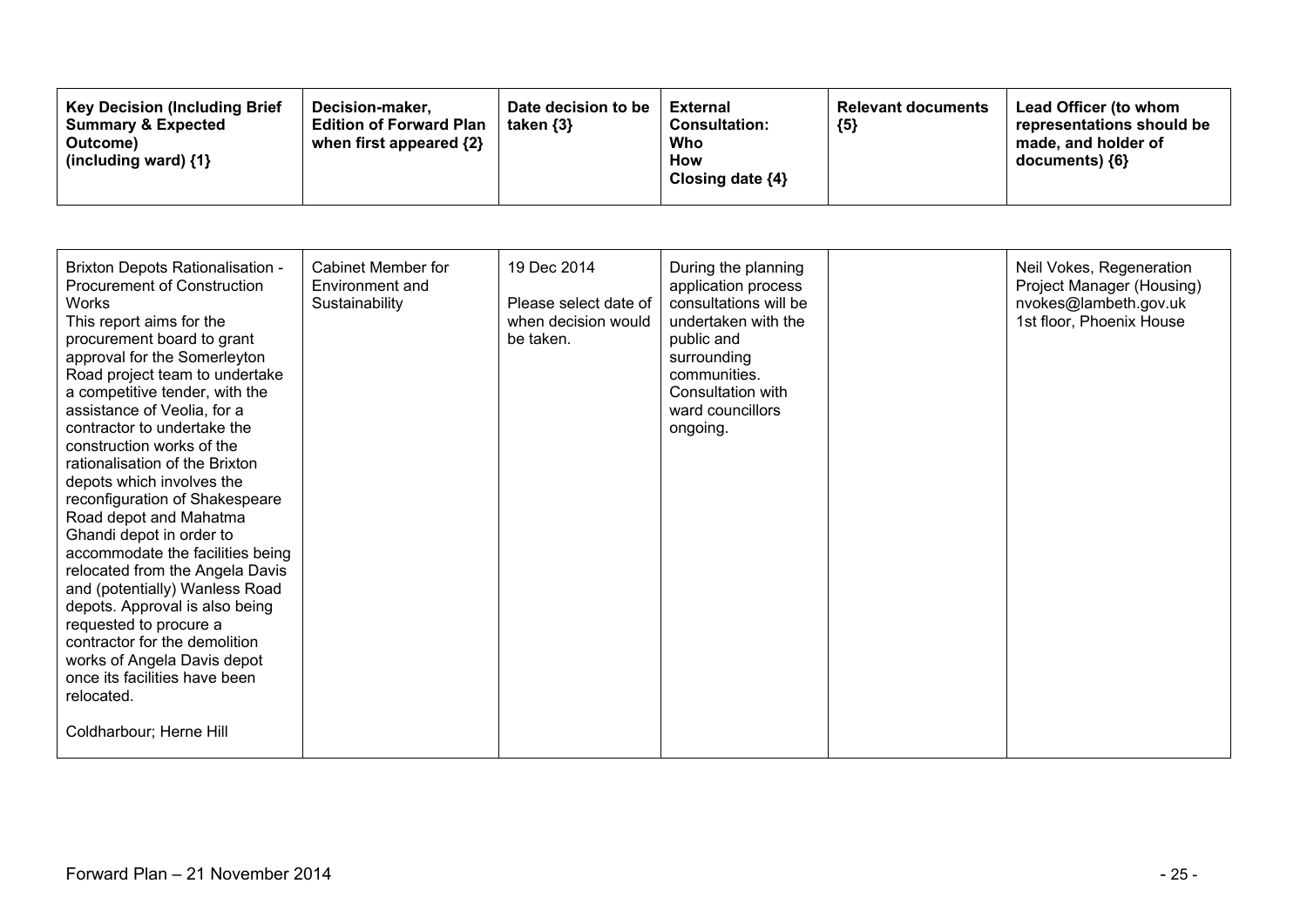| Key Decision (Including Brief Summary & Expected Outcome) (including ward) {1} | Decision-maker, Edition of Forward Plan when first appeared {2} | Date decision to be taken {3} | External Consultation: Who How Closing date {4} | Relevant documents {5} | Lead Officer (to whom representations should be made, and holder of documents) {6} |
|---|---|---|---|---|---|
| Brixton Depots Rationalisation - Procurement of Construction Works<br>This report aims for the procurement board to grant approval for the Somerleyton Road project team to undertake a competitive tender, with the assistance of Veolia, for a contractor to undertake the construction works of the rationalisation of the Brixton depots which involves the reconfiguration of Shakespeare Road depot and Mahatma Ghandi depot in order to accommodate the facilities being relocated from the Angela Davis and (potentially) Wanless Road depots. Approval is also being requested to procure a contractor for the demolition works of Angela Davis depot once its facilities have been relocated.<br><br>Coldharbour; Herne Hill | Cabinet Member for Environment and Sustainability | 19 Dec 2014<br><br>Please select date of when decision would be taken. | During the planning application process consultations will be undertaken with the public and surrounding communities. Consultation with ward councillors ongoing. | | Neil Vokes, Regeneration Project Manager (Housing)<br>nvokes@lambeth.gov.uk<br>1st floor, Phoenix House |

Forward Plan – 21 November 2014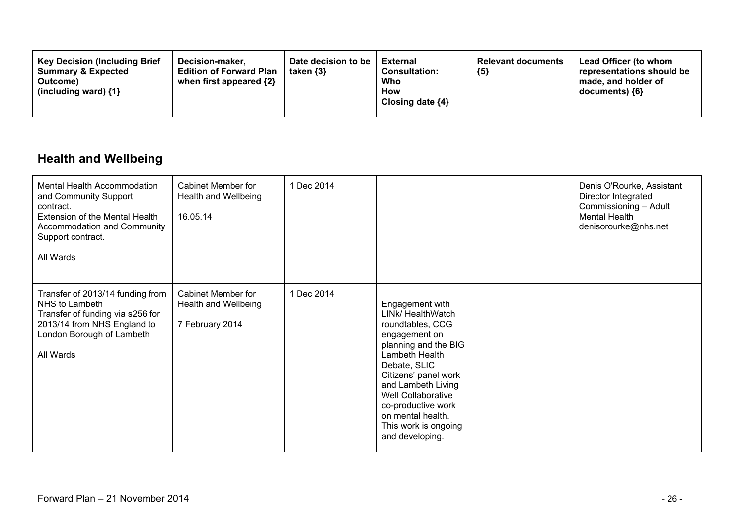| Key Decision (Including Brief Summary & Expected Outcome) (including ward) {1} | Decision-maker, Edition of Forward Plan when first appeared {2} | Date decision to be taken {3} | External Consultation: Who How Closing date {4} | Relevant documents {5} | Lead Officer (to whom representations should be made, and holder of documents) {6} |
|---|---|---|---|---|---|

## Health and Wellbeing

| Key Decision (Including Brief Summary & Expected Outcome) (including ward) {1} | Decision-maker, Edition of Forward Plan when first appeared {2} | Date decision to be taken {3} | External Consultation: Who How Closing date {4} | Relevant documents {5} | Lead Officer (to whom representations should be made, and holder of documents) {6} |
|---|---|---|---|---|---|
| Mental Health Accommodation and Community Support contract.<br>Extension of the Mental Health Accommodation and Community Support contract.<br><br>All Wards | Cabinet Member for Health and Wellbeing<br><br>16.05.14 | 1 Dec 2014 | | | Denis O'Rourke, Assistant Director Integrated Commissioning – Adult Mental Health<br>denisorourke@nhs.net |
| Transfer of 2013/14 funding from NHS to Lambeth<br>Transfer of funding via s256 for 2013/14 from NHS England to London Borough of Lambeth<br><br>All Wards | Cabinet Member for Health and Wellbeing<br><br>7 February 2014 | 1 Dec 2014 | Engagement with LINk/ HealthWatch roundtables, CCG engagement on planning and the BIG Lambeth Health Debate, SLIC Citizens' panel work and Lambeth Living Well Collaborative co-productive work on mental health. This work is ongoing and developing. | | |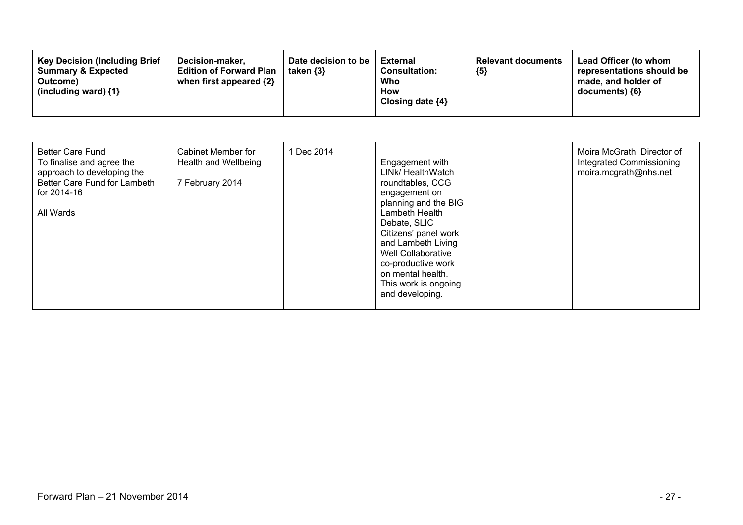| Key Decision (Including Brief Summary & Expected Outcome) (including ward) {1} | Decision-maker, Edition of Forward Plan when first appeared {2} | Date decision to be taken {3} | External Consultation: Who How Closing date {4} | Relevant documents {5} | Lead Officer (to whom representations should be made, and holder of documents) {6} |
|---|---|---|---|---|---|
| Better Care Fund<br>To finalise and agree the approach to developing the Better Care Fund for Lambeth for 2014-16<br><br>All Wards | Cabinet Member for Health and Wellbeing<br><br>7 February 2014 | 1 Dec 2014 | Engagement with LINk/ HealthWatch roundtables, CCG engagement on planning and the BIG Lambeth Health Debate, SLIC Citizens' panel work and Lambeth Living Well Collaborative co-productive work on mental health. This work is ongoing and developing. | | Moira McGrath, Director of Integrated Commissioning<br>moira.mcgrath@nhs.net |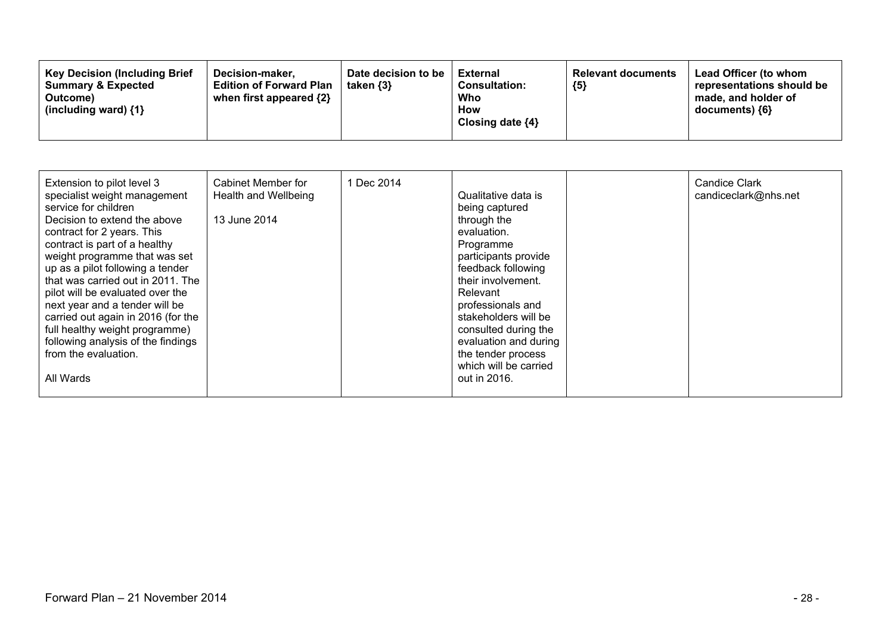| Key Decision (Including Brief Summary & Expected Outcome) (including ward) {1} | Decision-maker, Edition of Forward Plan when first appeared {2} | Date decision to be taken {3} | External Consultation: Who How Closing date {4} | Relevant documents {5} | Lead Officer (to whom representations should be made, and holder of documents) {6} |
|---|---|---|---|---|---|
| Extension to pilot level 3 specialist weight management service for children<br>Decision to extend the above contract for 2 years. This contract is part of a healthy weight programme that was set up as a pilot following a tender that was carried out in 2011. The pilot will be evaluated over the next year and a tender will be carried out again in 2016 (for the full healthy weight programme) following analysis of the findings from the evaluation.<br><br>All Wards | Cabinet Member for Health and Wellbeing<br><br>13 June 2014 | 1 Dec 2014 | Qualitative data is being captured through the evaluation. Programme participants provide feedback following their involvement. Relevant professionals and stakeholders will be consulted during the evaluation and during the tender process which will be carried out in 2016. | | Candice Clark<br>candiceclark@nhs.net |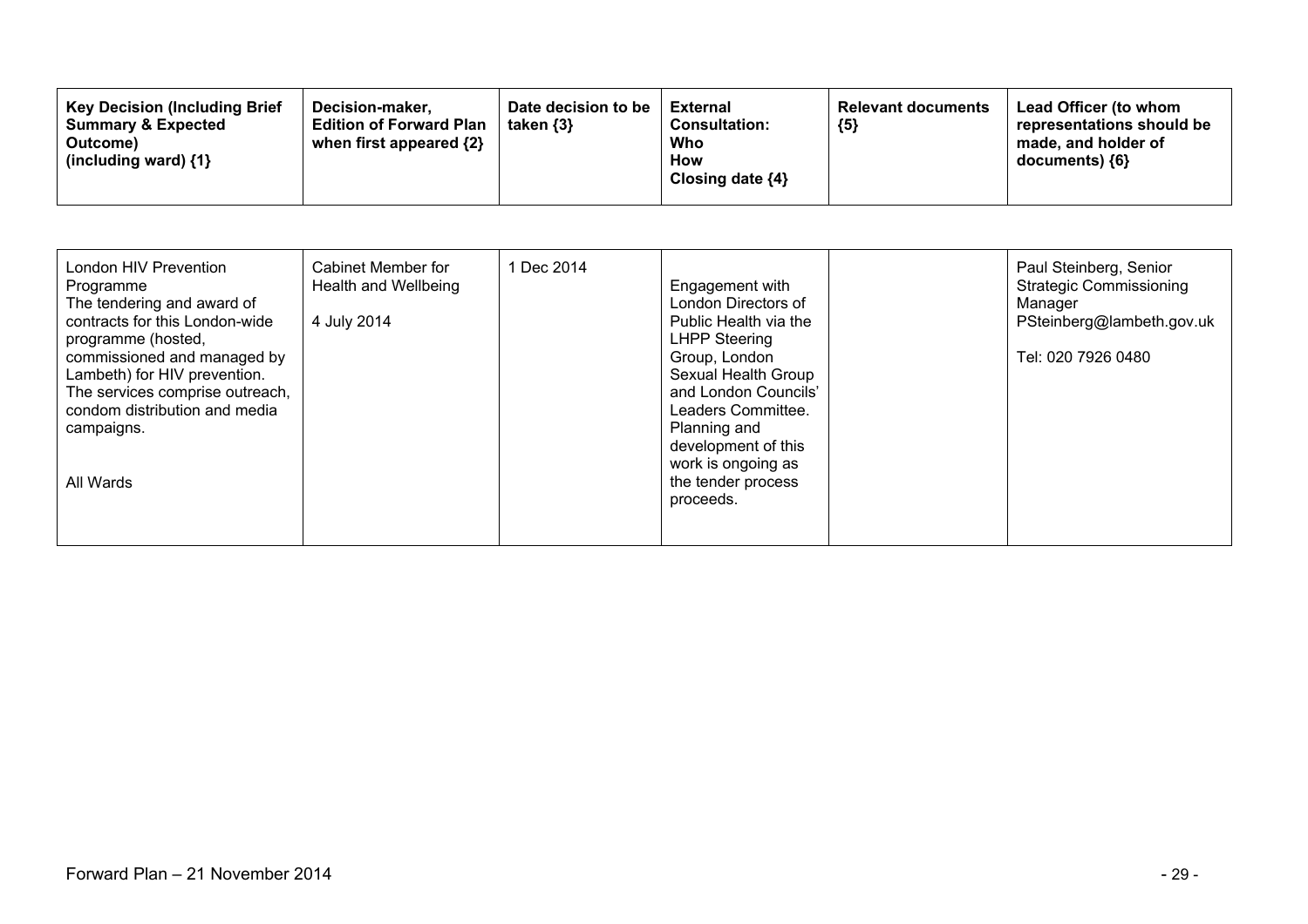| Key Decision (Including Brief Summary & Expected Outcome) (including ward) {1} | Decision-maker, Edition of Forward Plan when first appeared {2} | Date decision to be taken {3} | External Consultation: Who How Closing date {4} | Relevant documents {5} | Lead Officer (to whom representations should be made, and holder of documents) {6} |
|---|---|---|---|---|---|
| London HIV Prevention Programme<br>The tendering and award of contracts for this London-wide programme (hosted, commissioned and managed by Lambeth) for HIV prevention. The services comprise outreach, condom distribution and media campaigns.<br><br>All Wards | Cabinet Member for Health and Wellbeing<br><br>4 July 2014 | 1 Dec 2014 | Engagement with London Directors of Public Health via the LHPP Steering Group, London Sexual Health Group and London Councils' Leaders Committee. Planning and development of this work is ongoing as the tender process proceeds. | | Paul Steinberg, Senior Strategic Commissioning Manager<br>PSteinberg@lambeth.gov.uk<br><br>Tel: 020 7926 0480 |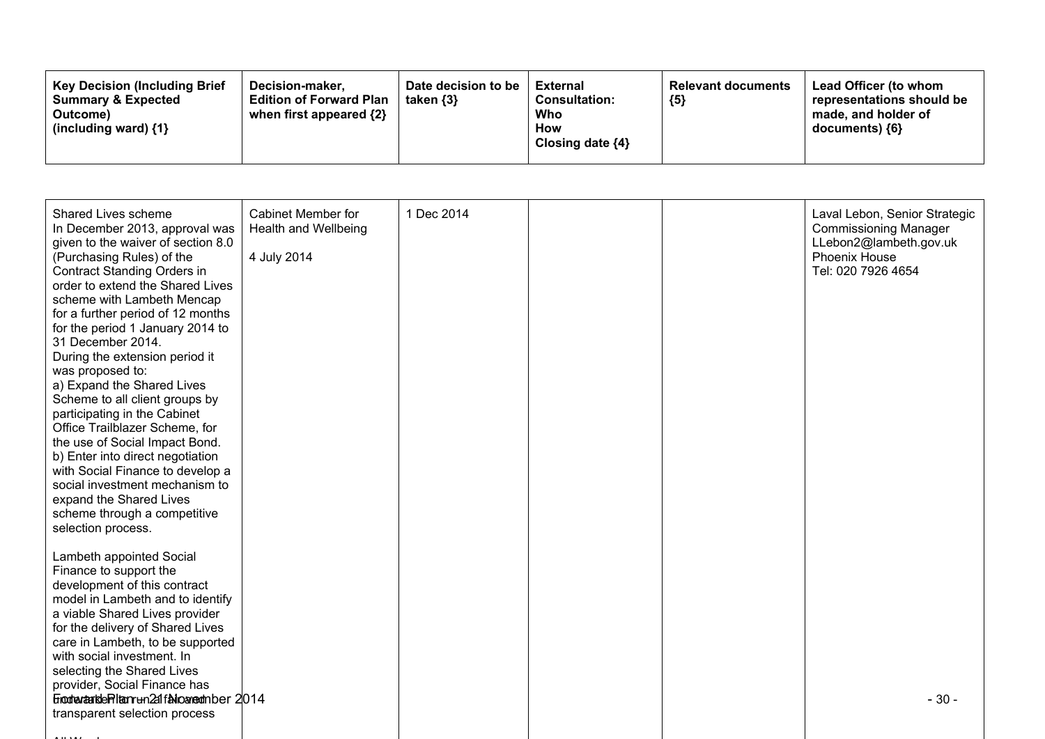| Key Decision (Including Brief Summary & Expected Outcome) (including ward) {1} | Decision-maker, Edition of Forward Plan when first appeared {2} | Date decision to be taken {3} | External Consultation: Who How Closing date {4} | Relevant documents {5} | Lead Officer (to whom representations should be made, and holder of documents) {6} |
|---|---|---|---|---|---|
| Shared Lives scheme<br>In December 2013, approval was given to the waiver of section 8.0 (Purchasing Rules) of the Contract Standing Orders in order to extend the Shared Lives scheme with Lambeth Mencap for a further period of 12 months for the period 1 January 2014 to 31 December 2014.<br>During the extension period it was proposed to:<br>a) Expand the Shared Lives Scheme to all client groups by participating in the Cabinet Office Trailblazer Scheme, for the use of Social Impact Bond.<br>b) Enter into direct negotiation with Social Finance to develop a social investment mechanism to expand the Shared Lives scheme through a competitive selection process.<br><br>Lambeth appointed Social Finance to support the development of this contract model in Lambeth and to identify a viable Shared Lives provider for the delivery of Shared Lives care in Lambeth, to be supported with social investment. In selecting the Shared Lives provider, Social Finance has undertaken a fair and transparent selection process | Cabinet Member for Health and Wellbeing<br><br>4 July 2014 | 1 Dec 2014 | | | Laval Lebon, Senior Strategic Commissioning Manager<br>LLebon2@lambeth.gov.uk<br>Phoenix House<br>Tel: 020 7926 4654 |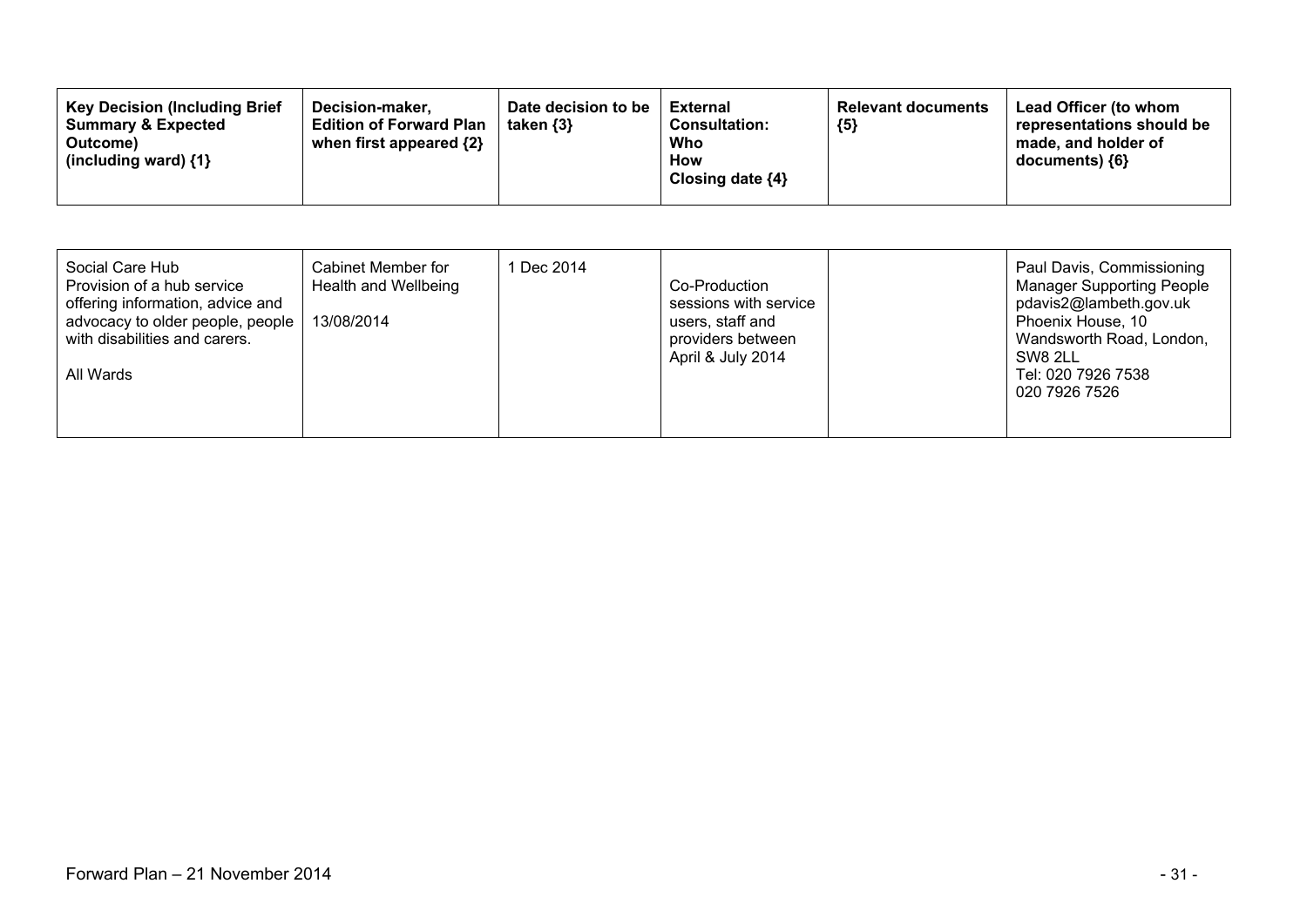| Key Decision (Including Brief Summary & Expected Outcome) (including ward) {1} | Decision-maker, Edition of Forward Plan when first appeared {2} | Date decision to be taken {3} | External Consultation: Who How Closing date {4} | Relevant documents {5} | Lead Officer (to whom representations should be made, and holder of documents) {6} |
|---|---|---|---|---|---|
| Social Care Hub<br>Provision of a hub service offering information, advice and advocacy to older people, people with disabilities and carers.<br><br>All Wards | Cabinet Member for Health and Wellbeing<br><br>13/08/2014 | 1 Dec 2014 | Co-Production sessions with service users, staff and providers between April & July 2014 | | Paul Davis, Commissioning Manager Supporting People<br>pdavis2@lambeth.gov.uk<br>Phoenix House, 10 Wandsworth Road, London, SW8 2LL<br>Tel: 020 7926 7538<br>020 7926 7526 |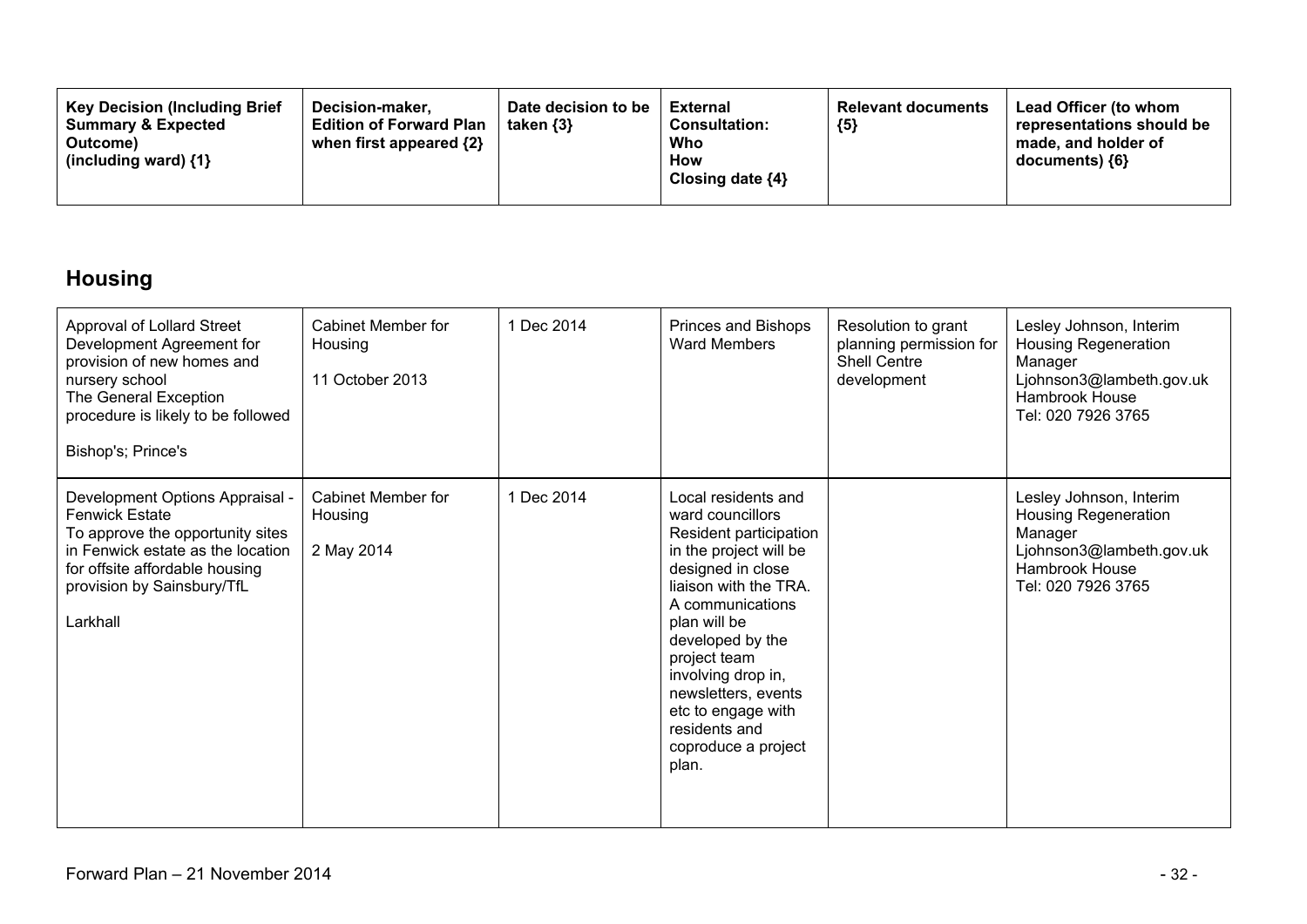| Key Decision (Including Brief Summary & Expected Outcome) (including ward) {1} | Decision-maker, Edition of Forward Plan when first appeared {2} | Date decision to be taken {3} | External Consultation: Who How Closing date {4} | Relevant documents {5} | Lead Officer (to whom representations should be made, and holder of documents) {6} |
|---|---|---|---|---|---|

## Housing

| Key Decision (Including Brief Summary & Expected Outcome) (including ward) {1} | Decision-maker, Edition of Forward Plan when first appeared {2} | Date decision to be taken {3} | External Consultation: Who How Closing date {4} | Relevant documents {5} | Lead Officer (to whom representations should be made, and holder of documents) {6} |
|---|---|---|---|---|---|
| Approval of Lollard Street Development Agreement for provision of new homes and nursery school<br>The General Exception procedure is likely to be followed<br><br>Bishop's; Prince's | Cabinet Member for Housing<br><br>11 October 2013 | 1 Dec 2014 | Princes and Bishops Ward Members | Resolution to grant planning permission for Shell Centre development | Lesley Johnson, Interim Housing Regeneration Manager<br>Ljohnson3@lambeth.gov.uk<br>Hambrook House<br>Tel: 020 7926 3765 |
| Development Options Appraisal - Fenwick Estate<br>To approve the opportunity sites in Fenwick estate as the location for offsite affordable housing provision by Sainsbury/TfL<br><br>Larkhall | Cabinet Member for Housing<br><br>2 May 2014 | 1 Dec 2014 | Local residents and ward councillors<br>Resident participation in the project will be designed in close liaison with the TRA. A communications plan will be developed by the project team involving drop in, newsletters, events etc to engage with residents and coproduce a project plan. | | Lesley Johnson, Interim Housing Regeneration Manager<br>Ljohnson3@lambeth.gov.uk<br>Hambrook House<br>Tel: 020 7926 3765 |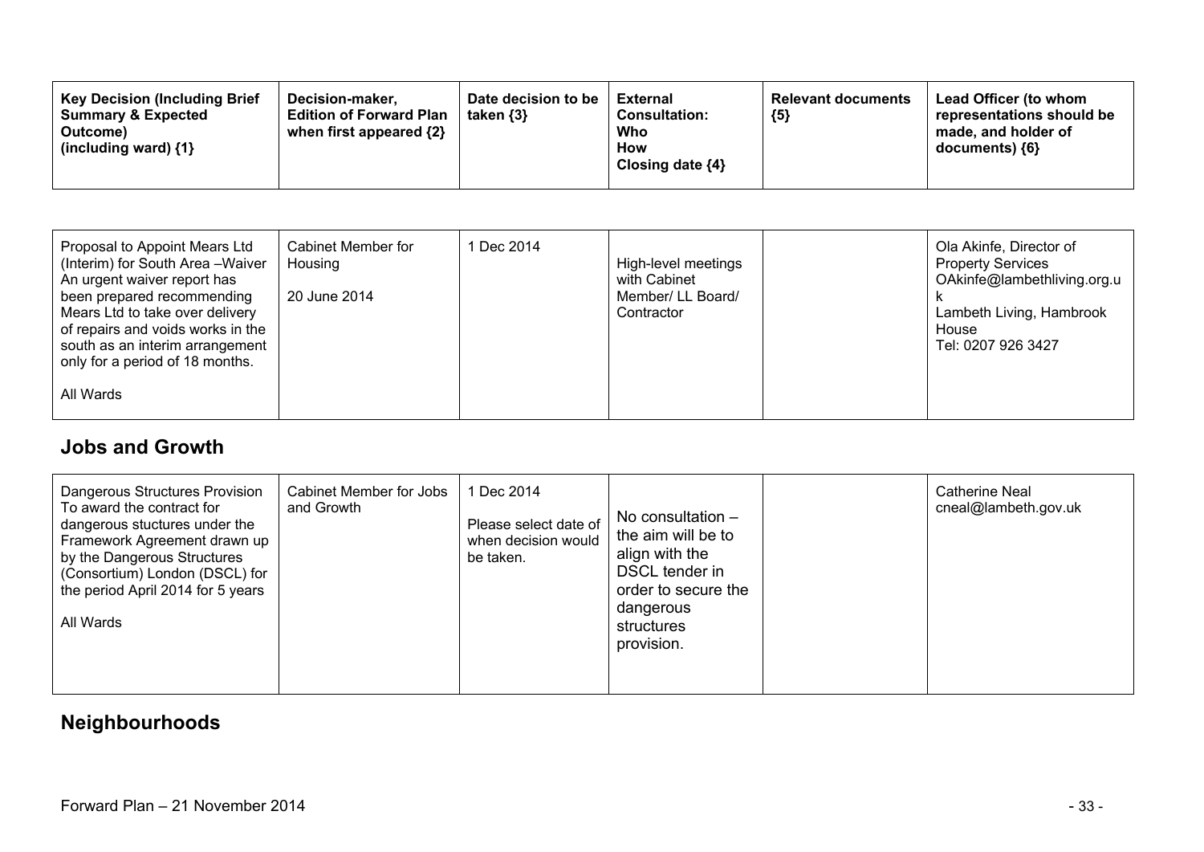| Key Decision (Including Brief Summary & Expected Outcome) (including ward) {1} | Decision-maker, Edition of Forward Plan when first appeared {2} | Date decision to be taken {3} | External Consultation: Who How Closing date {4} | Relevant documents {5} | Lead Officer (to whom representations should be made, and holder of documents) {6} |
|---|---|---|---|---|---|
| Proposal to Appoint Mears Ltd (Interim) for South Area –Waiver An urgent waiver report has been prepared recommending Mears Ltd to take over delivery of repairs and voids works in the south as an interim arrangement only for a period of 18 months.<br><br>All Wards | Cabinet Member for Housing<br><br>20 June 2014 | 1 Dec 2014 | High-level meetings with Cabinet Member/ LL Board/ Contractor | | Ola Akinfe, Director of Property Services OAkinfe@lambethliving.org.uk<br>Lambeth Living, Hambrook House<br>Tel: 0207 926 3427 |

## Jobs and Growth

| Key Decision (Including Brief Summary & Expected Outcome) (including ward) {1} | Decision-maker, Edition of Forward Plan when first appeared {2} | Date decision to be taken {3} | External Consultation: Who How Closing date {4} | Relevant documents {5} | Lead Officer (to whom representations should be made, and holder of documents) {6} |
|---|---|---|---|---|---|
| Dangerous Structures Provision To award the contract for dangerous stuctures under the Framework Agreement drawn up by the Dangerous Structures (Consortium) London (DSCL) for the period April 2014 for 5 years<br><br>All Wards | Cabinet Member for Jobs and Growth | 1 Dec 2014<br><br>Please select date of when decision would be taken. | No consultation – the aim will be to align with the DSCL tender in order to secure the dangerous structures provision. | | Catherine Neal cneal@lambeth.gov.uk |

## Neighbourhoods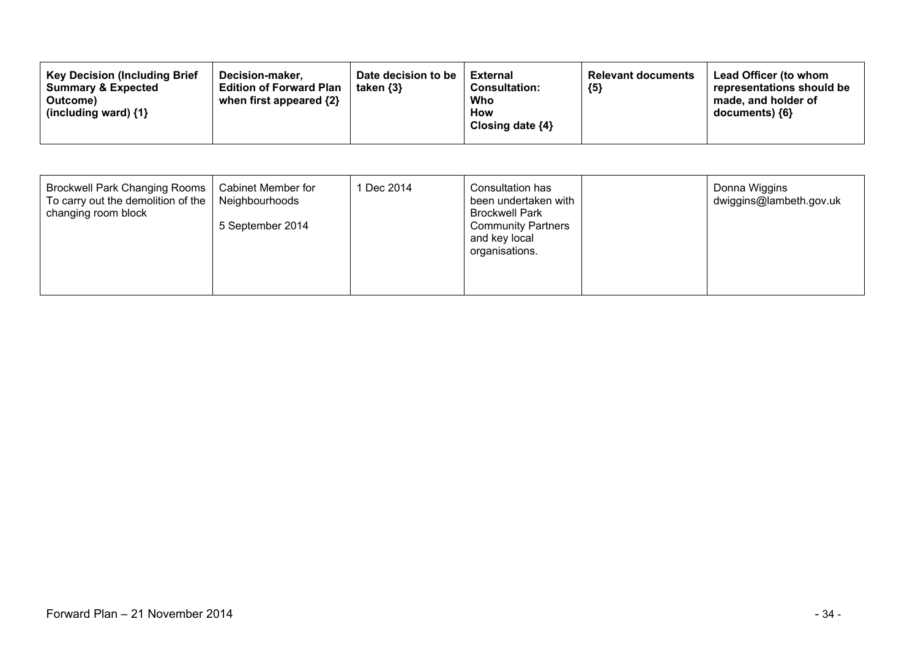| Key Decision (Including Brief Summary & Expected Outcome) (including ward) {1} | Decision-maker, Edition of Forward Plan when first appeared {2} | Date decision to be taken {3} | External Consultation: Who How Closing date {4} | Relevant documents {5} | Lead Officer (to whom representations should be made, and holder of documents) {6} |
|---|---|---|---|---|---|
| Brockwell Park Changing Rooms To carry out the demolition of the changing room block | Cabinet Member for Neighbourhoods<br><br>5 September 2014 | 1 Dec 2014 | Consultation has been undertaken with Brockwell Park Community Partners and key local organisations. | | Donna Wiggins dwiggins@lambeth.gov.uk |